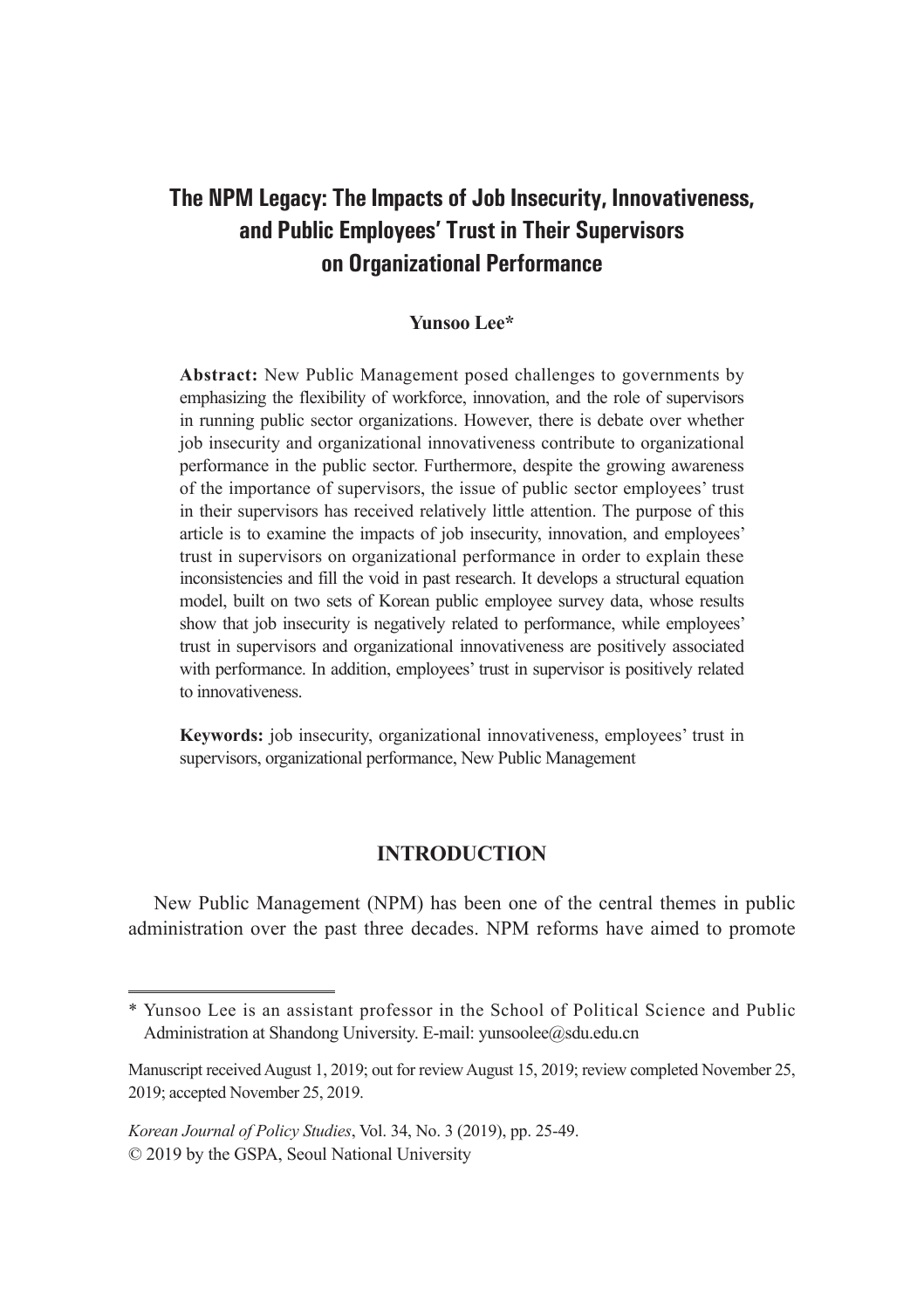# The NPM Legacy: The Impacts of Job Insecurity, Innovativeness, and Public Employees' Trust in Their Supervisors on Organizational Performance

**Yunsoo Lee***

**Abstract:** New Public Management posed challenges to governments by emphasizing the flexibility of workforce, innovation, and the role of supervisors in running public sector organizations. However, there is debate over whether job insecurity and organizational innovativeness contribute to organizational performance in the public sector. Furthermore, despite the growing awareness of the importance of supervisors, the issue of public sector employees' trust in their supervisors has received relatively little attention. The purpose of this article is to examine the impacts of job insecurity, innovation, and employees' trust in supervisors on organizational performance in order to explain these inconsistencies and fill the void in past research. It develops a structural equation model, built on two sets of Korean public employee survey data, whose results show that job insecurity is negatively related to performance, while employees' trust in supervisors and organizational innovativeness are positively associated with performance. In addition, employees' trust in supervisor is positively related to innovativeness.

**Keywords:** job insecurity, organizational innovativeness, employees' trust in supervisors, organizational performance, New Public Management

## INTRODUCTION

New Public Management (NPM) has been one of the central themes in public administration over the past three decades. NPM reforms have aimed to promote

---

\* Yunsoo Lee is an assistant professor in the School of Political Science and Public Administration at Shandong University. E-mail: yunsoolee@sdu.edu.cn

Manuscript received August 1, 2019; out for review August 15, 2019; review completed November 25, 2019; accepted November 25, 2019.

*Korean Journal of Policy Studies*, Vol. 34, No. 3 (2019), pp. 25-49.
© 2019 by the GSPA, Seoul National University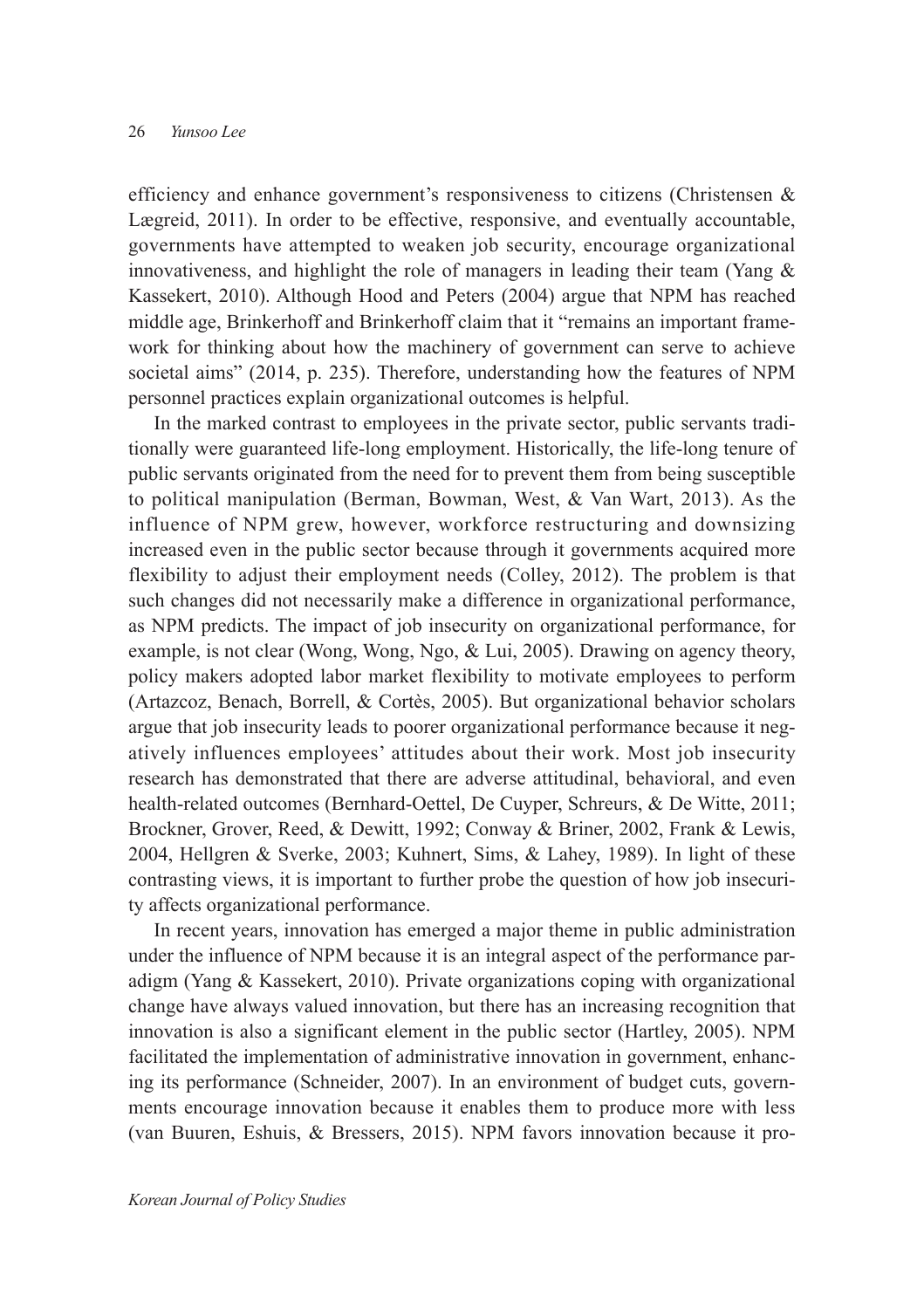efficiency and enhance government's responsiveness to citizens (Christensen & Lægreid, 2011). In order to be effective, responsive, and eventually accountable, governments have attempted to weaken job security, encourage organizational innovativeness, and highlight the role of managers in leading their team (Yang & Kassekert, 2010). Although Hood and Peters (2004) argue that NPM has reached middle age, Brinkerhoff and Brinkerhoff claim that it "remains an important framework for thinking about how the machinery of government can serve to achieve societal aims" (2014, p. 235). Therefore, understanding how the features of NPM personnel practices explain organizational outcomes is helpful.

In the marked contrast to employees in the private sector, public servants traditionally were guaranteed life-long employment. Historically, the life-long tenure of public servants originated from the need for to prevent them from being susceptible to political manipulation (Berman, Bowman, West, & Van Wart, 2013). As the influence of NPM grew, however, workforce restructuring and downsizing increased even in the public sector because through it governments acquired more flexibility to adjust their employment needs (Colley, 2012). The problem is that such changes did not necessarily make a difference in organizational performance, as NPM predicts. The impact of job insecurity on organizational performance, for example, is not clear (Wong, Wong, Ngo, & Lui, 2005). Drawing on agency theory, policy makers adopted labor market flexibility to motivate employees to perform (Artazcoz, Benach, Borrell, & Cortès, 2005). But organizational behavior scholars argue that job insecurity leads to poorer organizational performance because it negatively influences employees' attitudes about their work. Most job insecurity research has demonstrated that there are adverse attitudinal, behavioral, and even health-related outcomes (Bernhard-Oettel, De Cuyper, Schreurs, & De Witte, 2011; Brockner, Grover, Reed, & Dewitt, 1992; Conway & Briner, 2002, Frank & Lewis, 2004, Hellgren & Sverke, 2003; Kuhnert, Sims, & Lahey, 1989). In light of these contrasting views, it is important to further probe the question of how job insecurity affects organizational performance.

In recent years, innovation has emerged a major theme in public administration under the influence of NPM because it is an integral aspect of the performance paradigm (Yang & Kassekert, 2010). Private organizations coping with organizational change have always valued innovation, but there has an increasing recognition that innovation is also a significant element in the public sector (Hartley, 2005). NPM facilitated the implementation of administrative innovation in government, enhancing its performance (Schneider, 2007). In an environment of budget cuts, governments encourage innovation because it enables them to produce more with less (van Buuren, Eshuis, & Bressers, 2015). NPM favors innovation because it pro-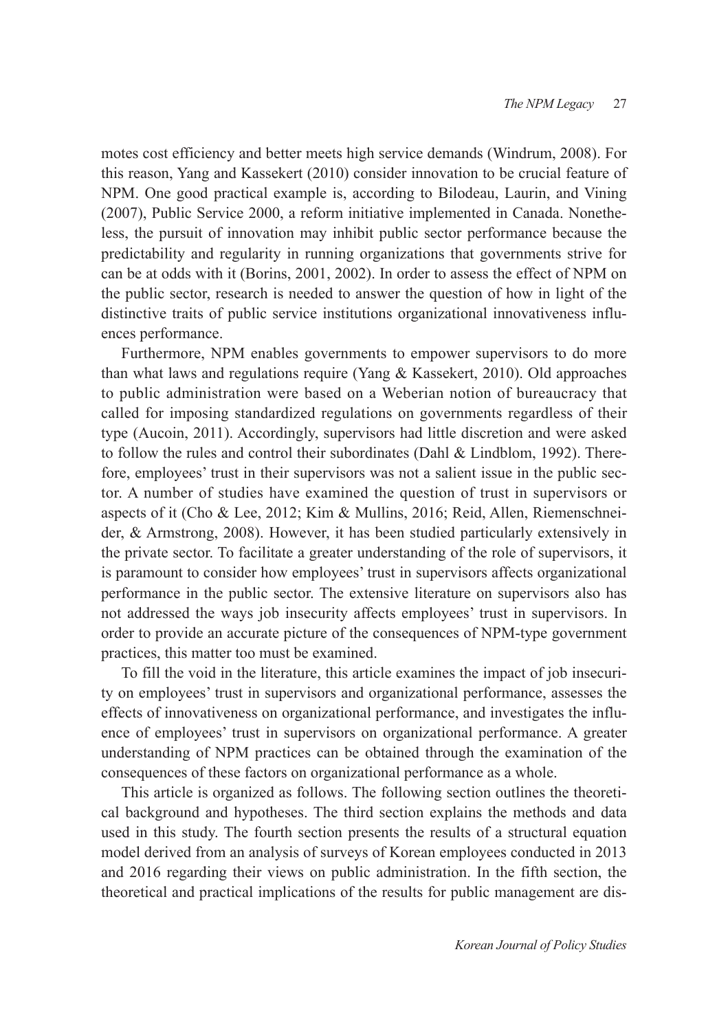motes cost efficiency and better meets high service demands (Windrum, 2008). For this reason, Yang and Kassekert (2010) consider innovation to be crucial feature of NPM. One good practical example is, according to Bilodeau, Laurin, and Vining (2007), Public Service 2000, a reform initiative implemented in Canada. Nonetheless, the pursuit of innovation may inhibit public sector performance because the predictability and regularity in running organizations that governments strive for can be at odds with it (Borins, 2001, 2002). In order to assess the effect of NPM on the public sector, research is needed to answer the question of how in light of the distinctive traits of public service institutions organizational innovativeness influences performance.

Furthermore, NPM enables governments to empower supervisors to do more than what laws and regulations require (Yang & Kassekert, 2010). Old approaches to public administration were based on a Weberian notion of bureaucracy that called for imposing standardized regulations on governments regardless of their type (Aucoin, 2011). Accordingly, supervisors had little discretion and were asked to follow the rules and control their subordinates (Dahl & Lindblom, 1992). Therefore, employees' trust in their supervisors was not a salient issue in the public sector. A number of studies have examined the question of trust in supervisors or aspects of it (Cho & Lee, 2012; Kim & Mullins, 2016; Reid, Allen, Riemenschneider, & Armstrong, 2008). However, it has been studied particularly extensively in the private sector. To facilitate a greater understanding of the role of supervisors, it is paramount to consider how employees' trust in supervisors affects organizational performance in the public sector. The extensive literature on supervisors also has not addressed the ways job insecurity affects employees' trust in supervisors. In order to provide an accurate picture of the consequences of NPM-type government practices, this matter too must be examined.

To fill the void in the literature, this article examines the impact of job insecurity on employees' trust in supervisors and organizational performance, assesses the effects of innovativeness on organizational performance, and investigates the influence of employees' trust in supervisors on organizational performance. A greater understanding of NPM practices can be obtained through the examination of the consequences of these factors on organizational performance as a whole.

This article is organized as follows. The following section outlines the theoretical background and hypotheses. The third section explains the methods and data used in this study. The fourth section presents the results of a structural equation model derived from an analysis of surveys of Korean employees conducted in 2013 and 2016 regarding their views on public administration. In the fifth section, the theoretical and practical implications of the results for public management are dis-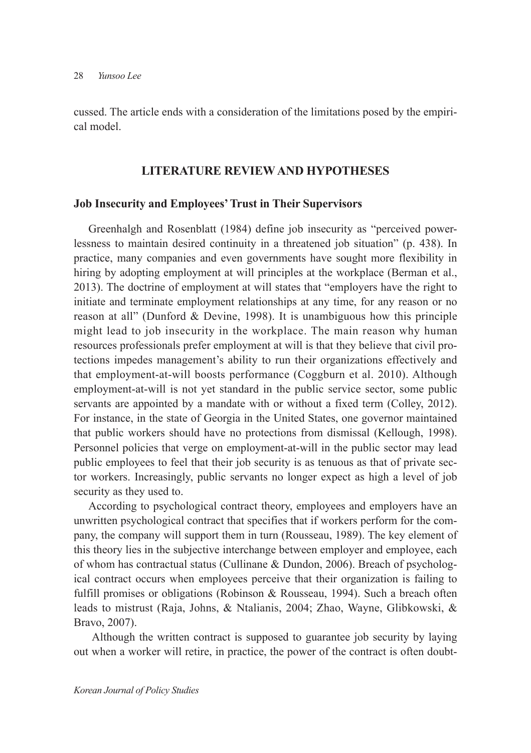cussed. The article ends with a consideration of the limitations posed by the empirical model.

## LITERATURE REVIEW AND HYPOTHESES

### Job Insecurity and Employees' Trust in Their Supervisors

Greenhalgh and Rosenblatt (1984) define job insecurity as "perceived powerlessness to maintain desired continuity in a threatened job situation" (p. 438). In practice, many companies and even governments have sought more flexibility in hiring by adopting employment at will principles at the workplace (Berman et al., 2013). The doctrine of employment at will states that "employers have the right to initiate and terminate employment relationships at any time, for any reason or no reason at all" (Dunford & Devine, 1998). It is unambiguous how this principle might lead to job insecurity in the workplace. The main reason why human resources professionals prefer employment at will is that they believe that civil protections impedes management's ability to run their organizations effectively and that employment-at-will boosts performance (Coggburn et al. 2010). Although employment-at-will is not yet standard in the public service sector, some public servants are appointed by a mandate with or without a fixed term (Colley, 2012). For instance, in the state of Georgia in the United States, one governor maintained that public workers should have no protections from dismissal (Kellough, 1998). Personnel policies that verge on employment-at-will in the public sector may lead public employees to feel that their job security is as tenuous as that of private sector workers. Increasingly, public servants no longer expect as high a level of job security as they used to.

According to psychological contract theory, employees and employers have an unwritten psychological contract that specifies that if workers perform for the company, the company will support them in turn (Rousseau, 1989). The key element of this theory lies in the subjective interchange between employer and employee, each of whom has contractual status (Cullinane & Dundon, 2006). Breach of psychological contract occurs when employees perceive that their organization is failing to fulfill promises or obligations (Robinson & Rousseau, 1994). Such a breach often leads to mistrust (Raja, Johns, & Ntalianis, 2004; Zhao, Wayne, Glibkowski, & Bravo, 2007).

Although the written contract is supposed to guarantee job security by laying out when a worker will retire, in practice, the power of the contract is often doubt-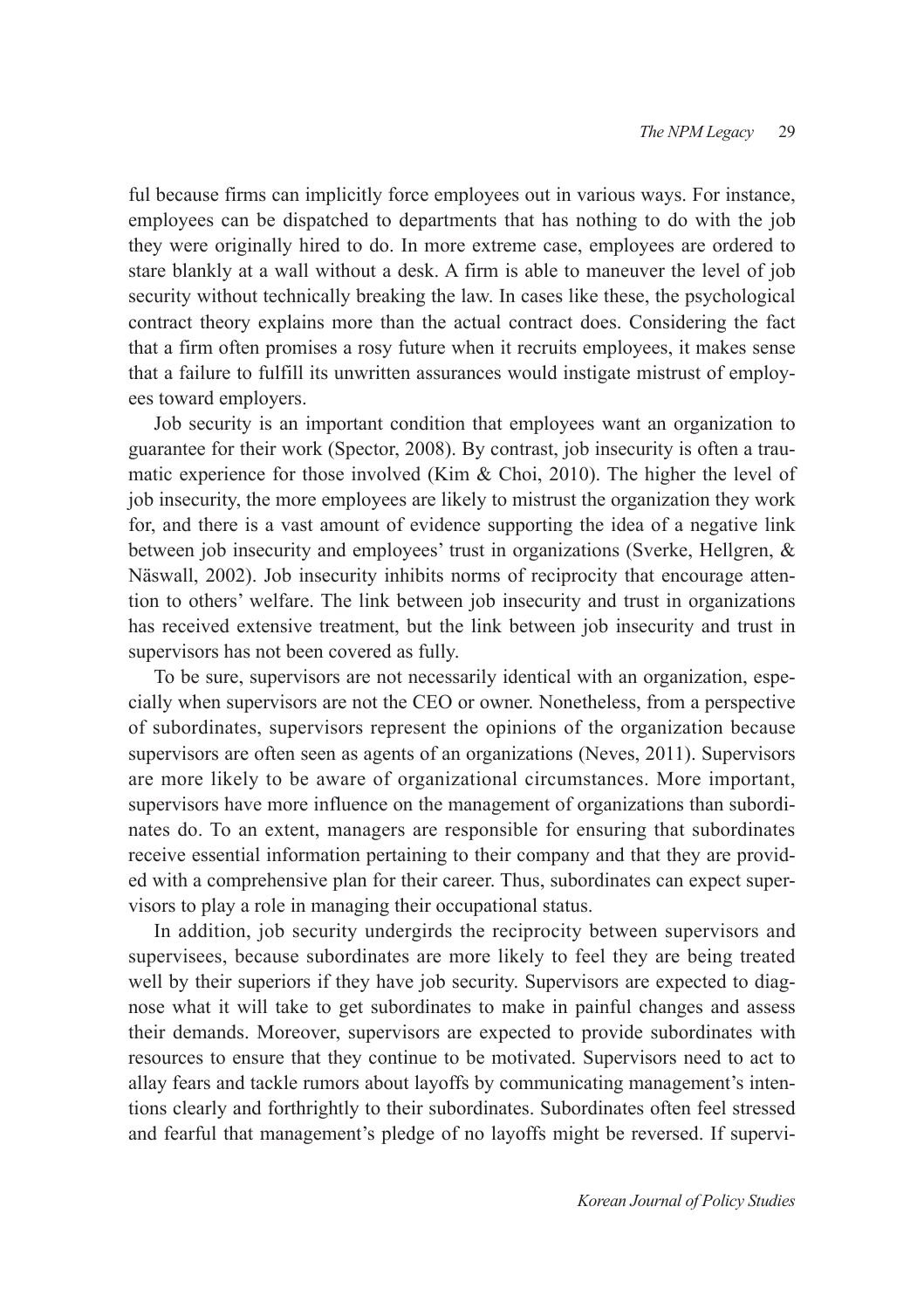ful because firms can implicitly force employees out in various ways. For instance, employees can be dispatched to departments that has nothing to do with the job they were originally hired to do. In more extreme case, employees are ordered to stare blankly at a wall without a desk. A firm is able to maneuver the level of job security without technically breaking the law. In cases like these, the psychological contract theory explains more than the actual contract does. Considering the fact that a firm often promises a rosy future when it recruits employees, it makes sense that a failure to fulfill its unwritten assurances would instigate mistrust of employees toward employers.

Job security is an important condition that employees want an organization to guarantee for their work (Spector, 2008). By contrast, job insecurity is often a traumatic experience for those involved (Kim & Choi, 2010). The higher the level of job insecurity, the more employees are likely to mistrust the organization they work for, and there is a vast amount of evidence supporting the idea of a negative link between job insecurity and employees' trust in organizations (Sverke, Hellgren, & Näswall, 2002). Job insecurity inhibits norms of reciprocity that encourage attention to others' welfare. The link between job insecurity and trust in organizations has received extensive treatment, but the link between job insecurity and trust in supervisors has not been covered as fully.

To be sure, supervisors are not necessarily identical with an organization, especially when supervisors are not the CEO or owner. Nonetheless, from a perspective of subordinates, supervisors represent the opinions of the organization because supervisors are often seen as agents of an organizations (Neves, 2011). Supervisors are more likely to be aware of organizational circumstances. More important, supervisors have more influence on the management of organizations than subordinates do. To an extent, managers are responsible for ensuring that subordinates receive essential information pertaining to their company and that they are provided with a comprehensive plan for their career. Thus, subordinates can expect supervisors to play a role in managing their occupational status.

In addition, job security undergirds the reciprocity between supervisors and supervisees, because subordinates are more likely to feel they are being treated well by their superiors if they have job security. Supervisors are expected to diagnose what it will take to get subordinates to make in painful changes and assess their demands. Moreover, supervisors are expected to provide subordinates with resources to ensure that they continue to be motivated. Supervisors need to act to allay fears and tackle rumors about layoffs by communicating management's intentions clearly and forthrightly to their subordinates. Subordinates often feel stressed and fearful that management's pledge of no layoffs might be reversed. If supervi-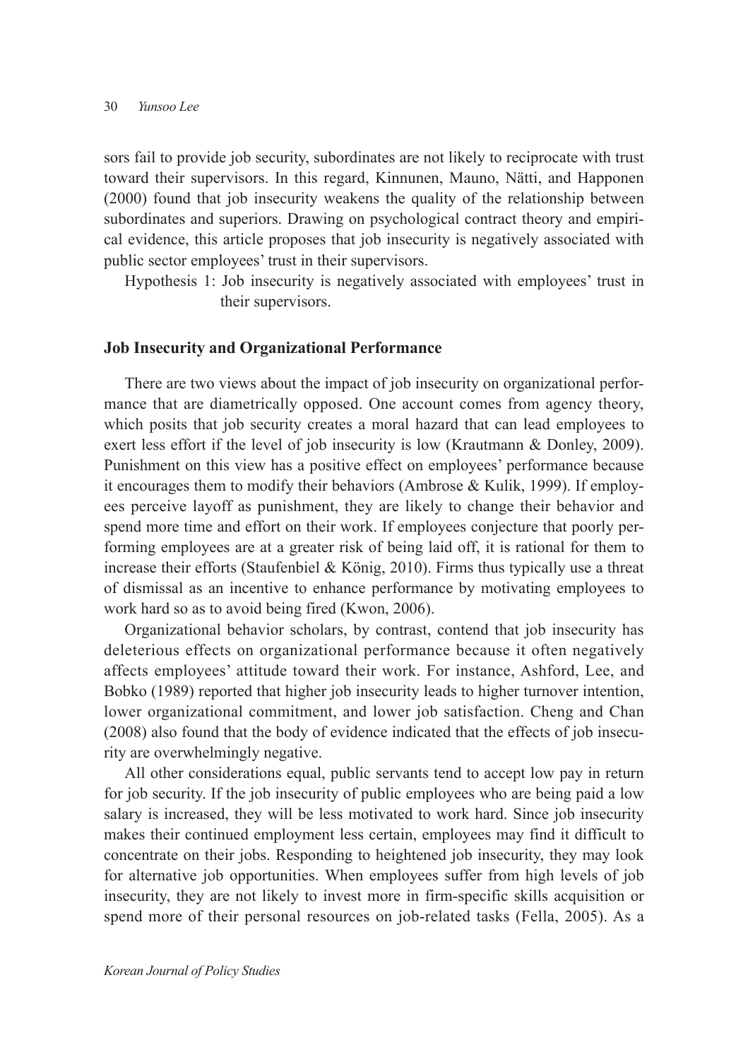sors fail to provide job security, subordinates are not likely to reciprocate with trust toward their supervisors. In this regard, Kinnunen, Mauno, Nätti, and Happonen (2000) found that job insecurity weakens the quality of the relationship between subordinates and superiors. Drawing on psychological contract theory and empirical evidence, this article proposes that job insecurity is negatively associated with public sector employees' trust in their supervisors.

Hypothesis 1: Job insecurity is negatively associated with employees' trust in their supervisors.

### Job Insecurity and Organizational Performance

There are two views about the impact of job insecurity on organizational performance that are diametrically opposed. One account comes from agency theory, which posits that job security creates a moral hazard that can lead employees to exert less effort if the level of job insecurity is low (Krautmann & Donley, 2009). Punishment on this view has a positive effect on employees' performance because it encourages them to modify their behaviors (Ambrose & Kulik, 1999). If employees perceive layoff as punishment, they are likely to change their behavior and spend more time and effort on their work. If employees conjecture that poorly performing employees are at a greater risk of being laid off, it is rational for them to increase their efforts (Staufenbiel & König, 2010). Firms thus typically use a threat of dismissal as an incentive to enhance performance by motivating employees to work hard so as to avoid being fired (Kwon, 2006).

Organizational behavior scholars, by contrast, contend that job insecurity has deleterious effects on organizational performance because it often negatively affects employees' attitude toward their work. For instance, Ashford, Lee, and Bobko (1989) reported that higher job insecurity leads to higher turnover intention, lower organizational commitment, and lower job satisfaction. Cheng and Chan (2008) also found that the body of evidence indicated that the effects of job insecurity are overwhelmingly negative.

All other considerations equal, public servants tend to accept low pay in return for job security. If the job insecurity of public employees who are being paid a low salary is increased, they will be less motivated to work hard. Since job insecurity makes their continued employment less certain, employees may find it difficult to concentrate on their jobs. Responding to heightened job insecurity, they may look for alternative job opportunities. When employees suffer from high levels of job insecurity, they are not likely to invest more in firm-specific skills acquisition or spend more of their personal resources on job-related tasks (Fella, 2005). As a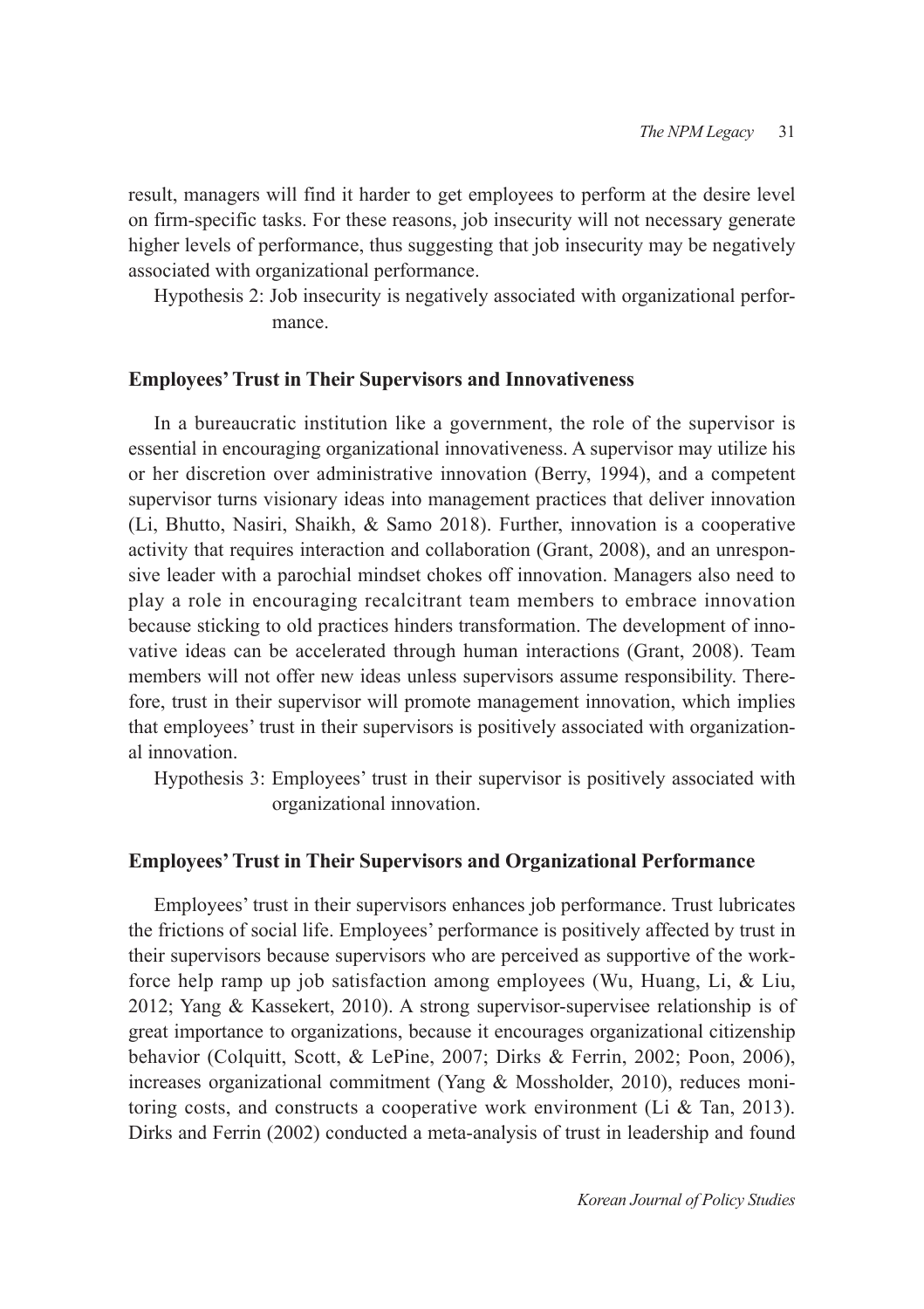result, managers will find it harder to get employees to perform at the desire level on firm-specific tasks. For these reasons, job insecurity will not necessary generate higher levels of performance, thus suggesting that job insecurity may be negatively associated with organizational performance.

Hypothesis 2: Job insecurity is negatively associated with organizational performance.

### Employees' Trust in Their Supervisors and Innovativeness

In a bureaucratic institution like a government, the role of the supervisor is essential in encouraging organizational innovativeness. A supervisor may utilize his or her discretion over administrative innovation (Berry, 1994), and a competent supervisor turns visionary ideas into management practices that deliver innovation (Li, Bhutto, Nasiri, Shaikh, & Samo 2018). Further, innovation is a cooperative activity that requires interaction and collaboration (Grant, 2008), and an unresponsive leader with a parochial mindset chokes off innovation. Managers also need to play a role in encouraging recalcitrant team members to embrace innovation because sticking to old practices hinders transformation. The development of innovative ideas can be accelerated through human interactions (Grant, 2008). Team members will not offer new ideas unless supervisors assume responsibility. Therefore, trust in their supervisor will promote management innovation, which implies that employees' trust in their supervisors is positively associated with organizational innovation.

Hypothesis 3: Employees' trust in their supervisor is positively associated with organizational innovation.

### Employees' Trust in Their Supervisors and Organizational Performance

Employees' trust in their supervisors enhances job performance. Trust lubricates the frictions of social life. Employees' performance is positively affected by trust in their supervisors because supervisors who are perceived as supportive of the workforce help ramp up job satisfaction among employees (Wu, Huang, Li, & Liu, 2012; Yang & Kassekert, 2010). A strong supervisor-supervisee relationship is of great importance to organizations, because it encourages organizational citizenship behavior (Colquitt, Scott, & LePine, 2007; Dirks & Ferrin, 2002; Poon, 2006), increases organizational commitment (Yang & Mossholder, 2010), reduces monitoring costs, and constructs a cooperative work environment (Li & Tan, 2013). Dirks and Ferrin (2002) conducted a meta-analysis of trust in leadership and found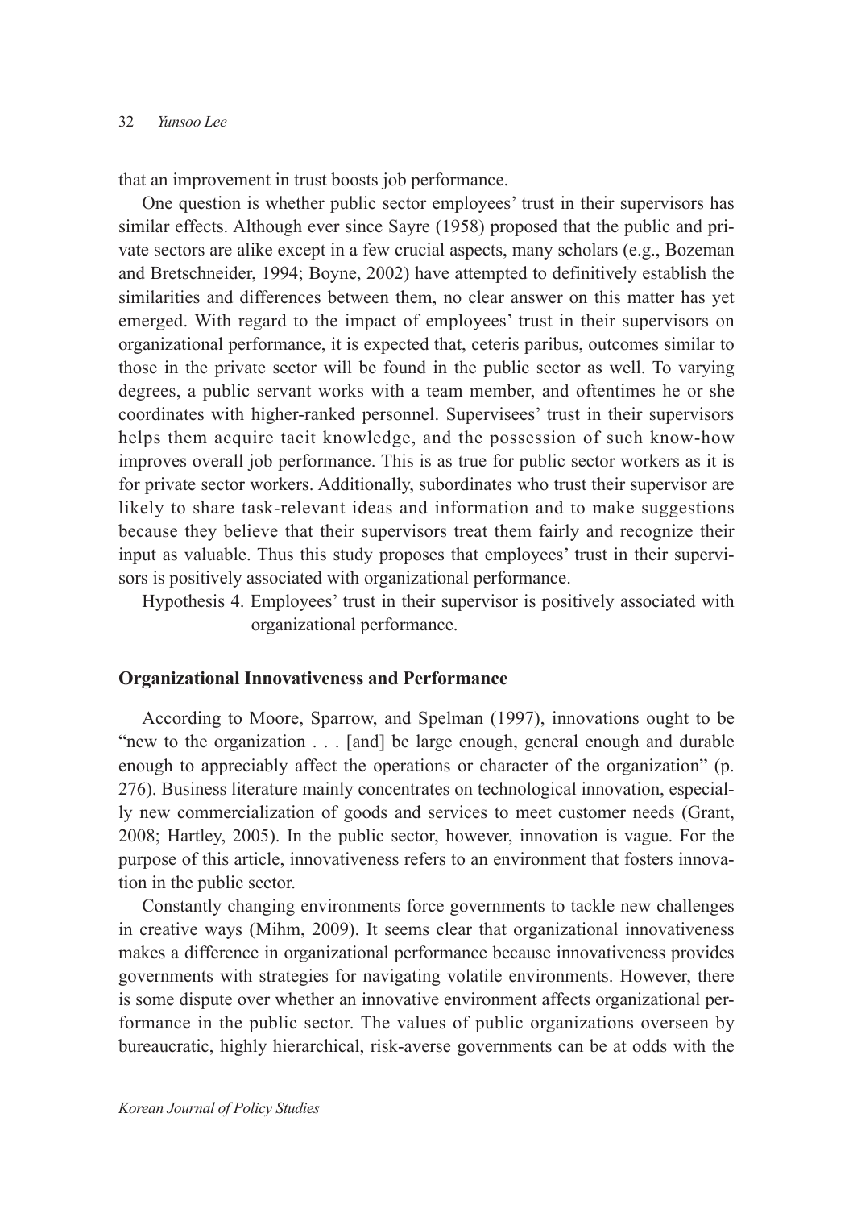that an improvement in trust boosts job performance.

One question is whether public sector employees' trust in their supervisors has similar effects. Although ever since Sayre (1958) proposed that the public and private sectors are alike except in a few crucial aspects, many scholars (e.g., Bozeman and Bretschneider, 1994; Boyne, 2002) have attempted to definitively establish the similarities and differences between them, no clear answer on this matter has yet emerged. With regard to the impact of employees' trust in their supervisors on organizational performance, it is expected that, ceteris paribus, outcomes similar to those in the private sector will be found in the public sector as well. To varying degrees, a public servant works with a team member, and oftentimes he or she coordinates with higher-ranked personnel. Supervisees' trust in their supervisors helps them acquire tacit knowledge, and the possession of such know-how improves overall job performance. This is as true for public sector workers as it is for private sector workers. Additionally, subordinates who trust their supervisor are likely to share task-relevant ideas and information and to make suggestions because they believe that their supervisors treat them fairly and recognize their input as valuable. Thus this study proposes that employees' trust in their supervisors is positively associated with organizational performance.

Hypothesis 4. Employees' trust in their supervisor is positively associated with organizational performance.

## Organizational Innovativeness and Performance

According to Moore, Sparrow, and Spelman (1997), innovations ought to be "new to the organization . . . [and] be large enough, general enough and durable enough to appreciably affect the operations or character of the organization" (p. 276). Business literature mainly concentrates on technological innovation, especially new commercialization of goods and services to meet customer needs (Grant, 2008; Hartley, 2005). In the public sector, however, innovation is vague. For the purpose of this article, innovativeness refers to an environment that fosters innovation in the public sector.

Constantly changing environments force governments to tackle new challenges in creative ways (Mihm, 2009). It seems clear that organizational innovativeness makes a difference in organizational performance because innovativeness provides governments with strategies for navigating volatile environments. However, there is some dispute over whether an innovative environment affects organizational performance in the public sector. The values of public organizations overseen by bureaucratic, highly hierarchical, risk-averse governments can be at odds with the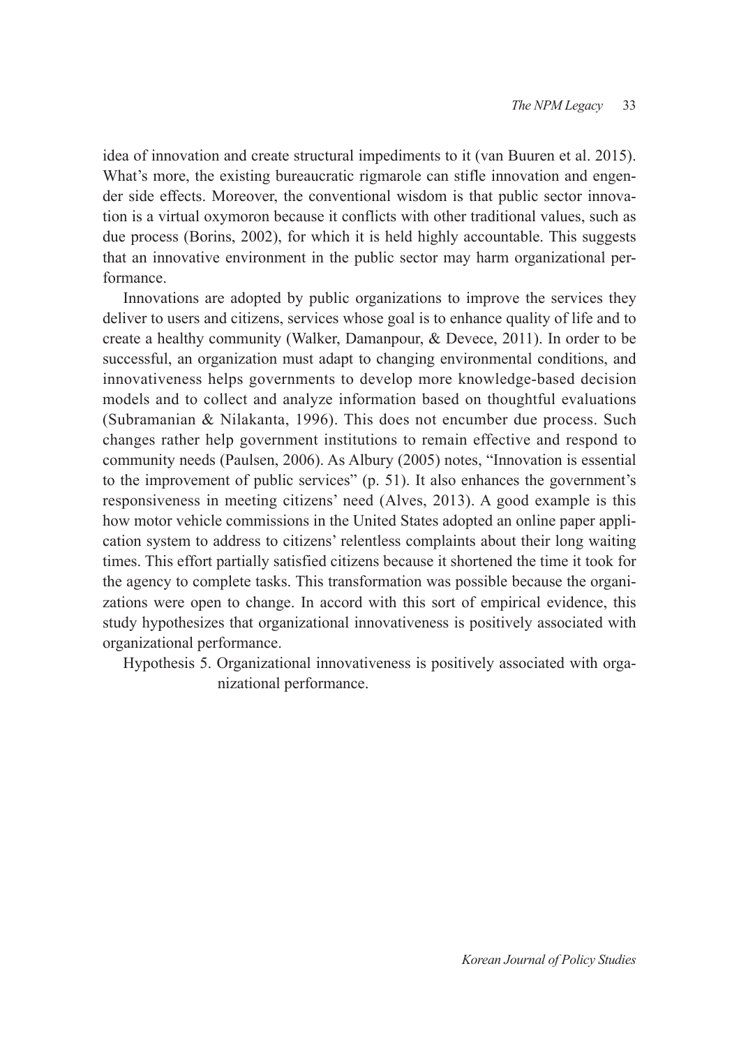idea of innovation and create structural impediments to it (van Buuren et al. 2015). What's more, the existing bureaucratic rigmarole can stifle innovation and engender side effects. Moreover, the conventional wisdom is that public sector innovation is a virtual oxymoron because it conflicts with other traditional values, such as due process (Borins, 2002), for which it is held highly accountable. This suggests that an innovative environment in the public sector may harm organizational performance.

Innovations are adopted by public organizations to improve the services they deliver to users and citizens, services whose goal is to enhance quality of life and to create a healthy community (Walker, Damanpour, & Devece, 2011). In order to be successful, an organization must adapt to changing environmental conditions, and innovativeness helps governments to develop more knowledge-based decision models and to collect and analyze information based on thoughtful evaluations (Subramanian & Nilakanta, 1996). This does not encumber due process. Such changes rather help government institutions to remain effective and respond to community needs (Paulsen, 2006). As Albury (2005) notes, "Innovation is essential to the improvement of public services" (p. 51). It also enhances the government's responsiveness in meeting citizens' need (Alves, 2013). A good example is this how motor vehicle commissions in the United States adopted an online paper application system to address to citizens' relentless complaints about their long waiting times. This effort partially satisfied citizens because it shortened the time it took for the agency to complete tasks. This transformation was possible because the organizations were open to change. In accord with this sort of empirical evidence, this study hypothesizes that organizational innovativeness is positively associated with organizational performance.

Hypothesis 5. Organizational innovativeness is positively associated with organizational performance.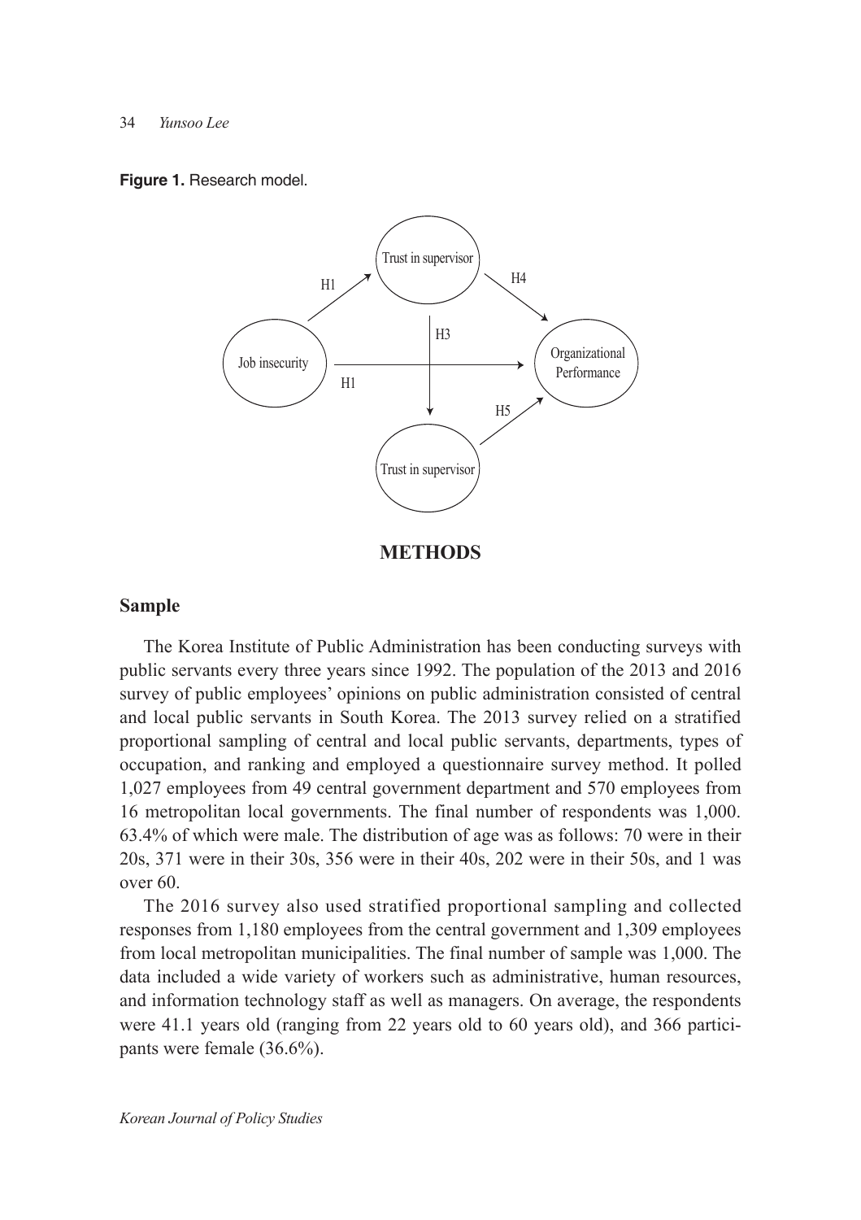**Figure 1.** Research model.

Trust in supervisor

H1

H4

H3

Job insecurity

Organizational Performance

H1

H5

Trust in supervisor

## METHODS

### Sample

The Korea Institute of Public Administration has been conducting surveys with public servants every three years since 1992. The population of the 2013 and 2016 survey of public employees' opinions on public administration consisted of central and local public servants in South Korea. The 2013 survey relied on a stratified proportional sampling of central and local public servants, departments, types of occupation, and ranking and employed a questionnaire survey method. It polled 1,027 employees from 49 central government department and 570 employees from 16 metropolitan local governments. The final number of respondents was 1,000. 63.4% of which were male. The distribution of age was as follows: 70 were in their 20s, 371 were in their 30s, 356 were in their 40s, 202 were in their 50s, and 1 was over 60.

The 2016 survey also used stratified proportional sampling and collected responses from 1,180 employees from the central government and 1,309 employees from local metropolitan municipalities. The final number of sample was 1,000. The data included a wide variety of workers such as administrative, human resources, and information technology staff as well as managers. On average, the respondents were 41.1 years old (ranging from 22 years old to 60 years old), and 366 participants were female (36.6%).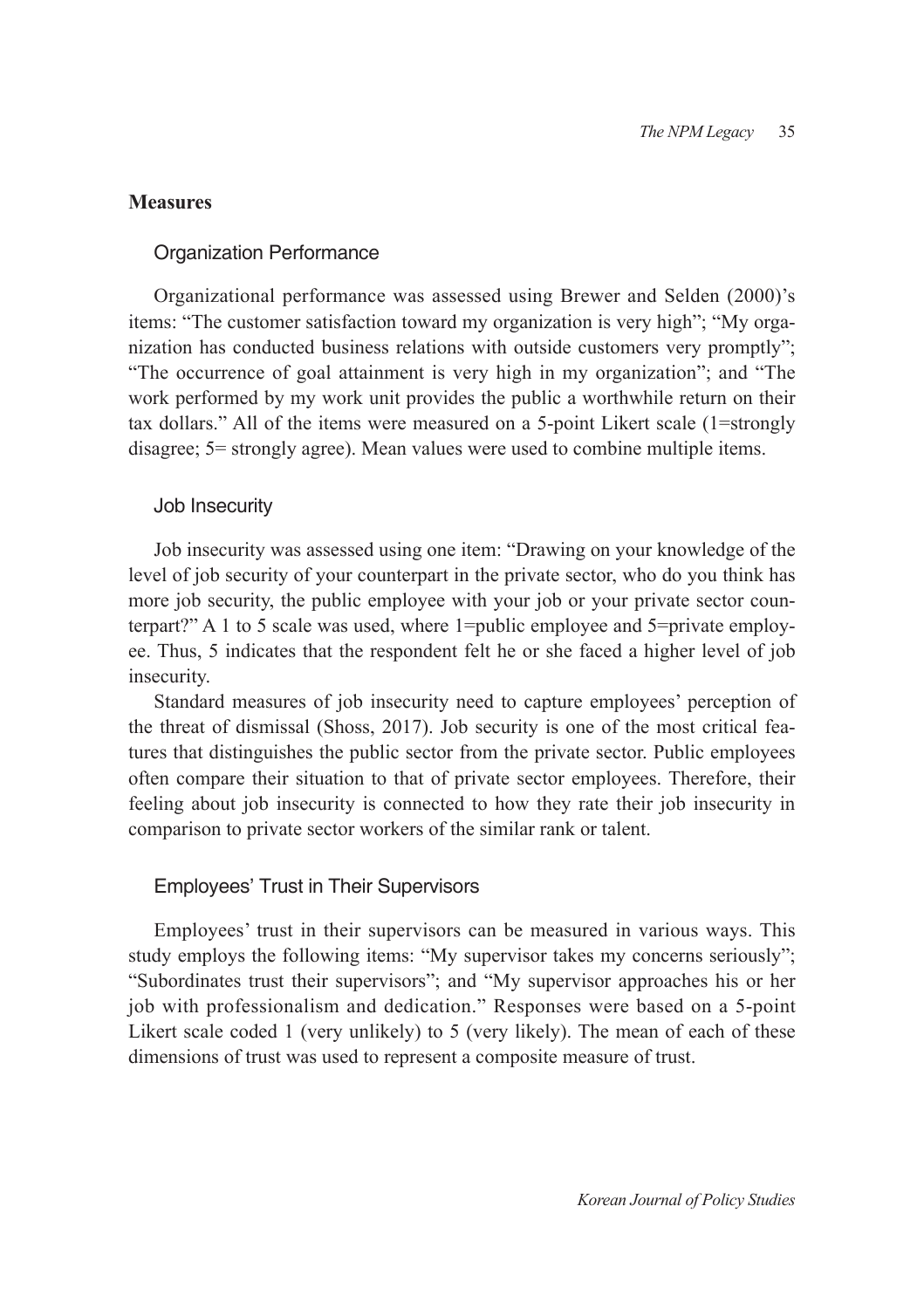## Measures

### Organization Performance

Organizational performance was assessed using Brewer and Selden (2000)'s items: "The customer satisfaction toward my organization is very high"; "My organization has conducted business relations with outside customers very promptly"; "The occurrence of goal attainment is very high in my organization"; and "The work performed by my work unit provides the public a worthwhile return on their tax dollars." All of the items were measured on a 5-point Likert scale (1=strongly disagree; 5= strongly agree). Mean values were used to combine multiple items.

### Job Insecurity

Job insecurity was assessed using one item: "Drawing on your knowledge of the level of job security of your counterpart in the private sector, who do you think has more job security, the public employee with your job or your private sector counterpart?" A 1 to 5 scale was used, where 1=public employee and 5=private employee. Thus, 5 indicates that the respondent felt he or she faced a higher level of job insecurity.

Standard measures of job insecurity need to capture employees' perception of the threat of dismissal (Shoss, 2017). Job security is one of the most critical features that distinguishes the public sector from the private sector. Public employees often compare their situation to that of private sector employees. Therefore, their feeling about job insecurity is connected to how they rate their job insecurity in comparison to private sector workers of the similar rank or talent.

### Employees' Trust in Their Supervisors

Employees' trust in their supervisors can be measured in various ways. This study employs the following items: "My supervisor takes my concerns seriously"; "Subordinates trust their supervisors"; and "My supervisor approaches his or her job with professionalism and dedication." Responses were based on a 5-point Likert scale coded 1 (very unlikely) to 5 (very likely). The mean of each of these dimensions of trust was used to represent a composite measure of trust.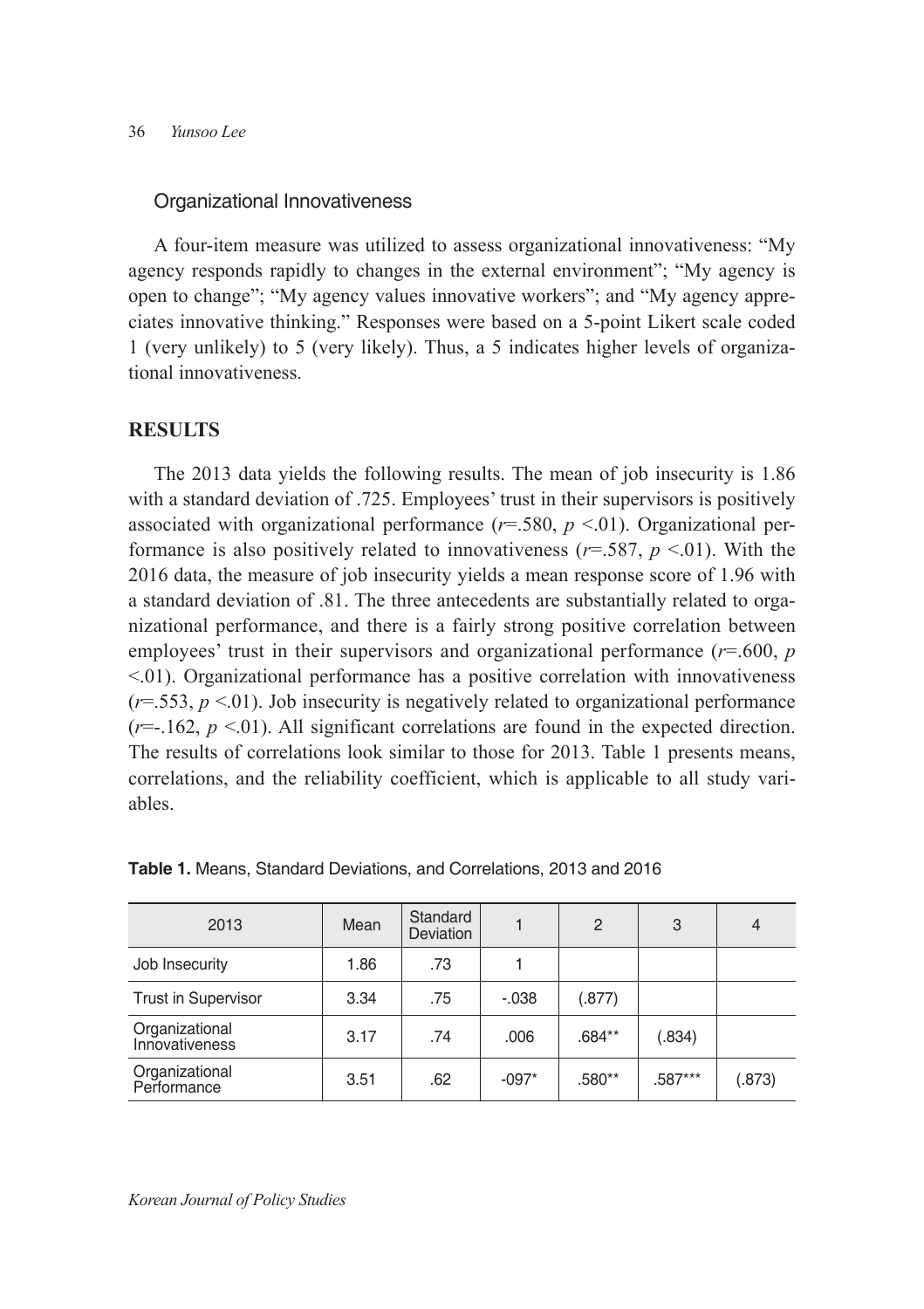### Organizational Innovativeness

A four-item measure was utilized to assess organizational innovativeness: "My agency responds rapidly to changes in the external environment"; "My agency is open to change"; "My agency values innovative workers"; and "My agency appreciates innovative thinking." Responses were based on a 5-point Likert scale coded 1 (very unlikely) to 5 (very likely). Thus, a 5 indicates higher levels of organizational innovativeness.

## RESULTS

The 2013 data yields the following results. The mean of job insecurity is 1.86 with a standard deviation of .725. Employees' trust in their supervisors is positively associated with organizational performance ($r$=.580, $p$ <.01). Organizational performance is also positively related to innovativeness ($r$=.587, $p$ <.01). With the 2016 data, the measure of job insecurity yields a mean response score of 1.96 with a standard deviation of .81. The three antecedents are substantially related to organizational performance, and there is a fairly strong positive correlation between employees' trust in their supervisors and organizational performance ($r$=.600, $p$ <.01). Organizational performance has a positive correlation with innovativeness ($r$=.553, $p$ <.01). Job insecurity is negatively related to organizational performance ($r$=-.162, $p$ <.01). All significant correlations are found in the expected direction. The results of correlations look similar to those for 2013. Table 1 presents means, correlations, and the reliability coefficient, which is applicable to all study variables.

**Table 1.** Means, Standard Deviations, and Correlations, 2013 and 2016

| 2013 | Mean | Standard Deviation | 1 | 2 | 3 | 4 |
|---|---|---|---|---|---|---|
| Job Insecurity | 1.86 | .73 | 1 | | | |
| Trust in Supervisor | 3.34 | .75 | -.038 | (.877) | | |
| Organizational Innovativeness | 3.17 | .74 | .006 | .684** | (.834) | |
| Organizational Performance | 3.51 | .62 | -097* | .580** | .587*** | (.873) |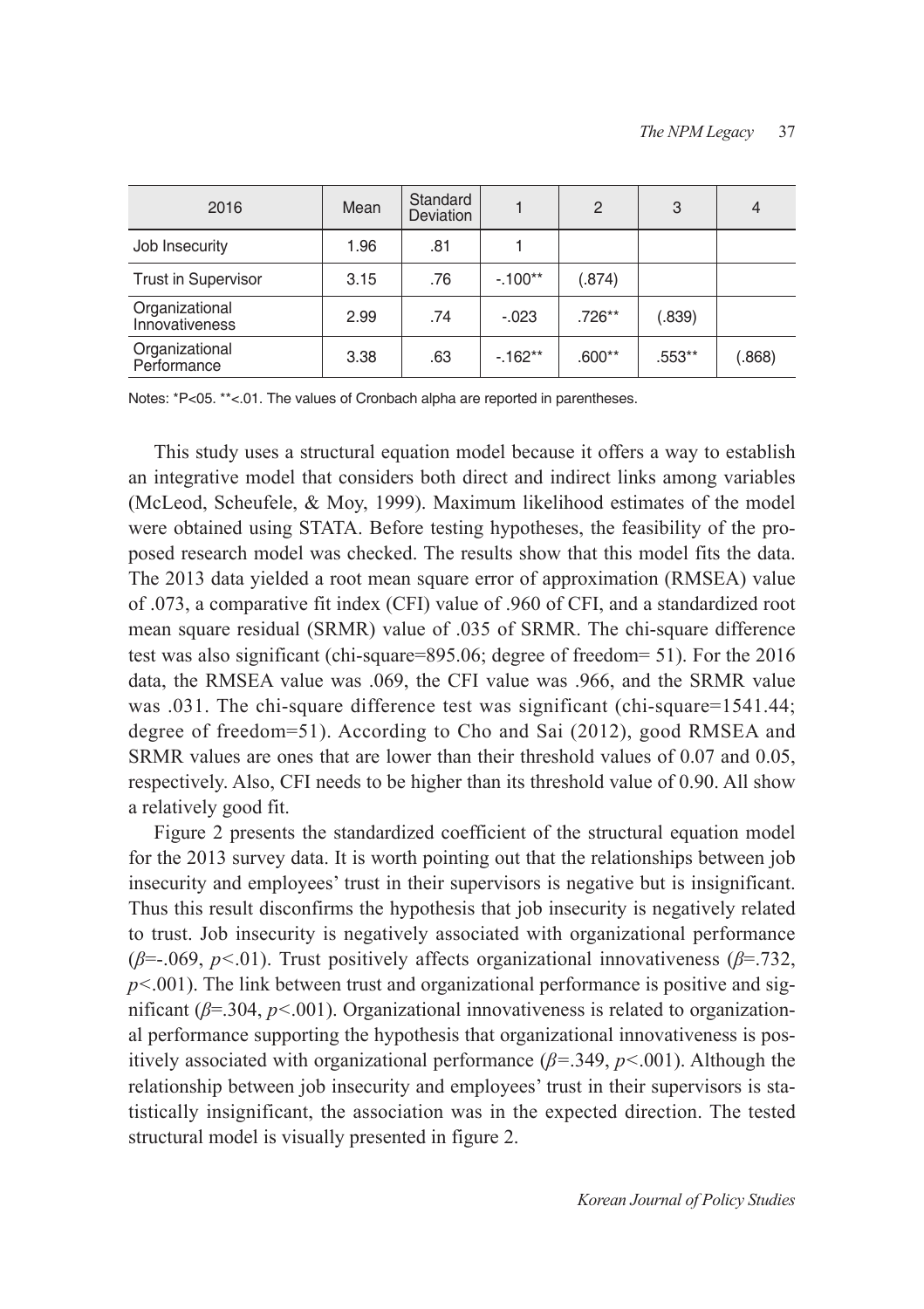| 2016 | Mean | Standard Deviation | 1 | 2 | 3 | 4 |
|---|---|---|---|---|---|---|
| Job Insecurity | 1.96 | .81 | 1 | | | |
| Trust in Supervisor | 3.15 | .76 | -.100** | (.874) | | |
| Organizational Innovativeness | 2.99 | .74 | -.023 | .726** | (.839) | |
| Organizational Performance | 3.38 | .63 | -.162** | .600** | .553** | (.868) |

Notes: *P<05. **<.01. The values of Cronbach alpha are reported in parentheses.

This study uses a structural equation model because it offers a way to establish an integrative model that considers both direct and indirect links among variables (McLeod, Scheufele, & Moy, 1999). Maximum likelihood estimates of the model were obtained using STATA. Before testing hypotheses, the feasibility of the proposed research model was checked. The results show that this model fits the data. The 2013 data yielded a root mean square error of approximation (RMSEA) value of .073, a comparative fit index (CFI) value of .960 of CFI, and a standardized root mean square residual (SRMR) value of .035 of SRMR. The chi-square difference test was also significant (chi-square=895.06; degree of freedom= 51). For the 2016 data, the RMSEA value was .069, the CFI value was .966, and the SRMR value was .031. The chi-square difference test was significant (chi-square=1541.44; degree of freedom=51). According to Cho and Sai (2012), good RMSEA and SRMR values are ones that are lower than their threshold values of 0.07 and 0.05, respectively. Also, CFI needs to be higher than its threshold value of 0.90. All show a relatively good fit.

Figure 2 presents the standardized coefficient of the structural equation model for the 2013 survey data. It is worth pointing out that the relationships between job insecurity and employees' trust in their supervisors is negative but is insignificant. Thus this result disconfirms the hypothesis that job insecurity is negatively related to trust. Job insecurity is negatively associated with organizational performance ($\beta$=-.069, $p$<.01). Trust positively affects organizational innovativeness ($\beta$=.732, $p$<.001). The link between trust and organizational performance is positive and significant ($\beta$=.304, $p$<.001). Organizational innovativeness is related to organizational performance supporting the hypothesis that organizational innovativeness is positively associated with organizational performance ($\beta$=.349, $p$<.001). Although the relationship between job insecurity and employees' trust in their supervisors is statistically insignificant, the association was in the expected direction. The tested structural model is visually presented in figure 2.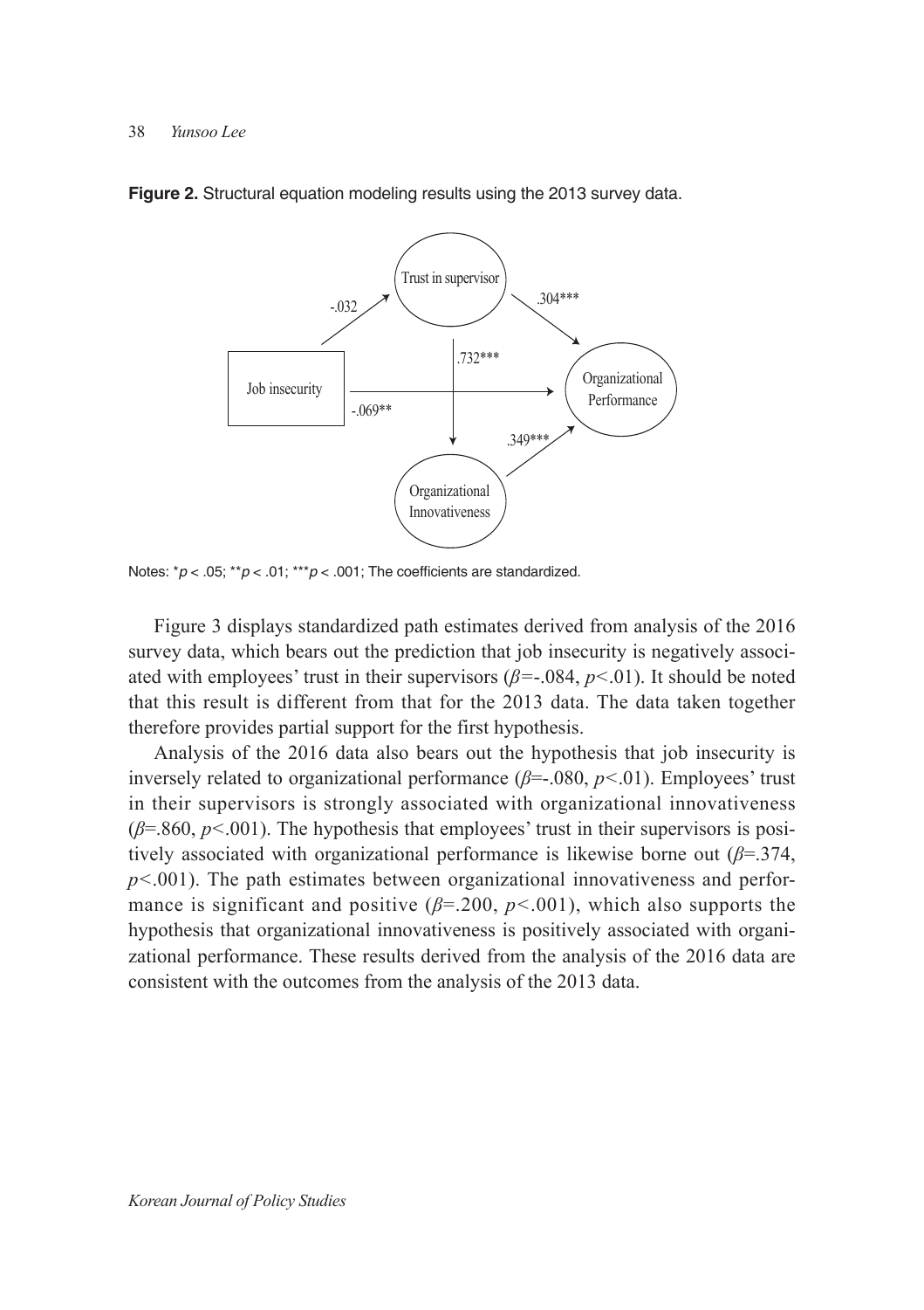**Figure 2.** Structural equation modeling results using the 2013 survey data.

Notes: $^{*}p < .05$; $^{**}p < .01$; $^{***}p < .001$; The coefficients are standardized.

Figure 3 displays standardized path estimates derived from analysis of the 2016 survey data, which bears out the prediction that job insecurity is negatively associated with employees' trust in their supervisors ($\beta$=-.084, $p$<.01). It should be noted that this result is different from that for the 2013 data. The data taken together therefore provides partial support for the first hypothesis.

Analysis of the 2016 data also bears out the hypothesis that job insecurity is inversely related to organizational performance ($\beta$=-.080, $p$<.01). Employees' trust in their supervisors is strongly associated with organizational innovativeness ($\beta$=.860, $p$<.001). The hypothesis that employees' trust in their supervisors is positively associated with organizational performance is likewise borne out ($\beta$=.374, $p$<.001). The path estimates between organizational innovativeness and performance is significant and positive ($\beta$=.200, $p$<.001), which also supports the hypothesis that organizational innovativeness is positively associated with organizational performance. These results derived from the analysis of the 2016 data are consistent with the outcomes from the analysis of the 2013 data.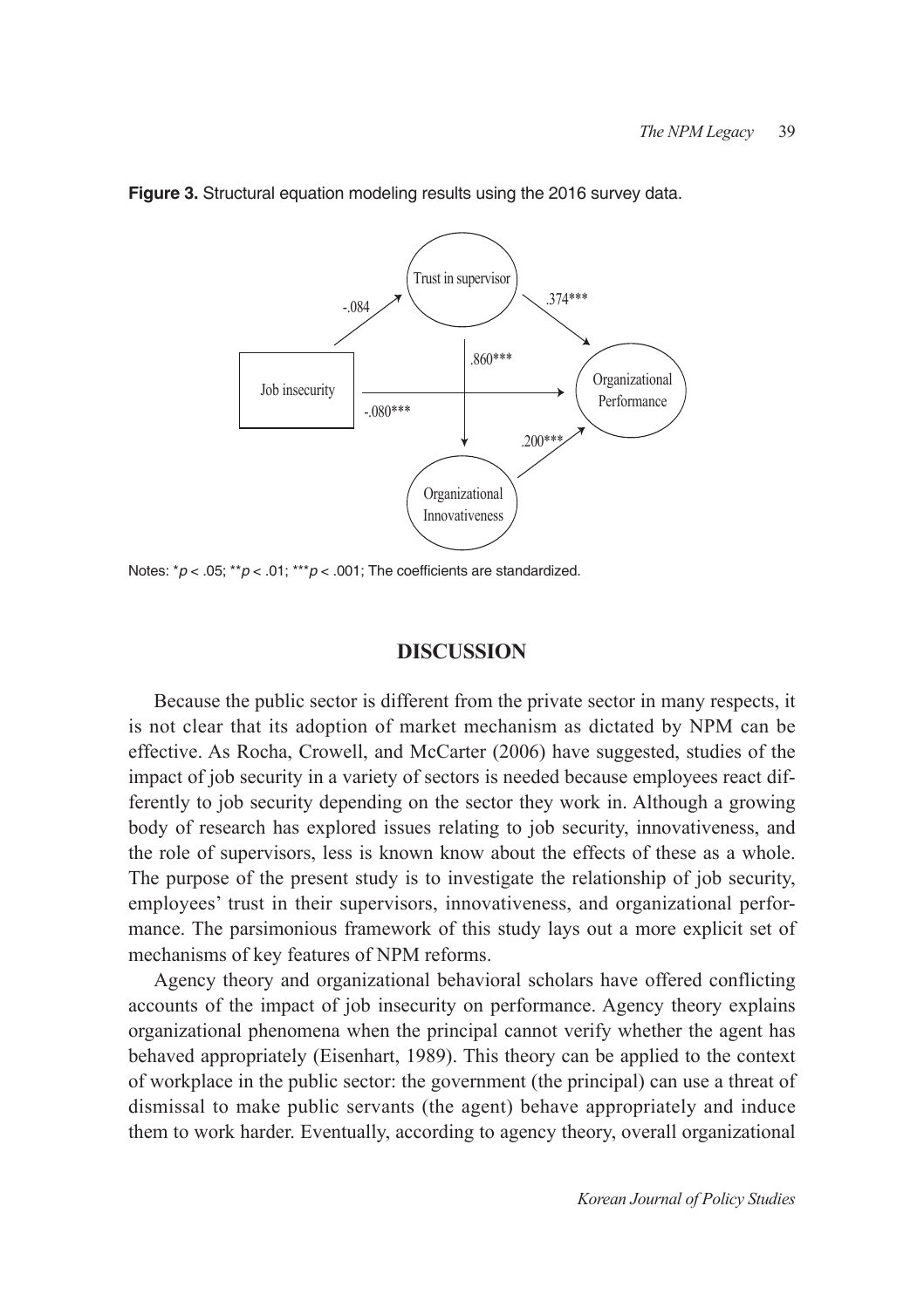**Figure 3.** Structural equation modeling results using the 2016 survey data.

Notes: $^{*}p < .05$; $^{**}p < .01$; $^{***}p < .001$; The coefficients are standardized.

## DISCUSSION

Because the public sector is different from the private sector in many respects, it is not clear that its adoption of market mechanism as dictated by NPM can be effective. As Rocha, Crowell, and McCarter (2006) have suggested, studies of the impact of job security in a variety of sectors is needed because employees react differently to job security depending on the sector they work in. Although a growing body of research has explored issues relating to job security, innovativeness, and the role of supervisors, less is known know about the effects of these as a whole. The purpose of the present study is to investigate the relationship of job security, employees' trust in their supervisors, innovativeness, and organizational performance. The parsimonious framework of this study lays out a more explicit set of mechanisms of key features of NPM reforms.

Agency theory and organizational behavioral scholars have offered conflicting accounts of the impact of job insecurity on performance. Agency theory explains organizational phenomena when the principal cannot verify whether the agent has behaved appropriately (Eisenhart, 1989). This theory can be applied to the context of workplace in the public sector: the government (the principal) can use a threat of dismissal to make public servants (the agent) behave appropriately and induce them to work harder. Eventually, according to agency theory, overall organizational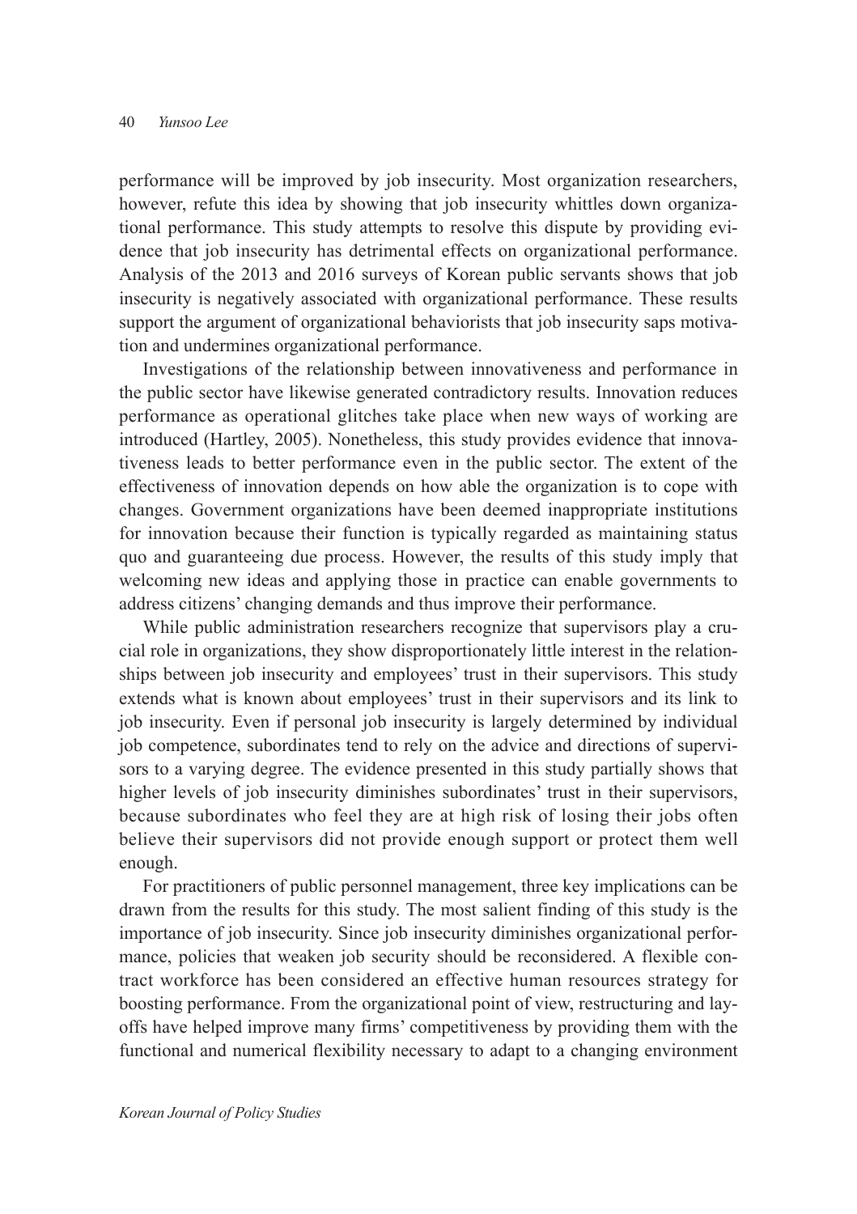performance will be improved by job insecurity. Most organization researchers, however, refute this idea by showing that job insecurity whittles down organizational performance. This study attempts to resolve this dispute by providing evidence that job insecurity has detrimental effects on organizational performance. Analysis of the 2013 and 2016 surveys of Korean public servants shows that job insecurity is negatively associated with organizational performance. These results support the argument of organizational behaviorists that job insecurity saps motivation and undermines organizational performance.

Investigations of the relationship between innovativeness and performance in the public sector have likewise generated contradictory results. Innovation reduces performance as operational glitches take place when new ways of working are introduced (Hartley, 2005). Nonetheless, this study provides evidence that innovativeness leads to better performance even in the public sector. The extent of the effectiveness of innovation depends on how able the organization is to cope with changes. Government organizations have been deemed inappropriate institutions for innovation because their function is typically regarded as maintaining status quo and guaranteeing due process. However, the results of this study imply that welcoming new ideas and applying those in practice can enable governments to address citizens' changing demands and thus improve their performance.

While public administration researchers recognize that supervisors play a crucial role in organizations, they show disproportionately little interest in the relationships between job insecurity and employees' trust in their supervisors. This study extends what is known about employees' trust in their supervisors and its link to job insecurity. Even if personal job insecurity is largely determined by individual job competence, subordinates tend to rely on the advice and directions of supervisors to a varying degree. The evidence presented in this study partially shows that higher levels of job insecurity diminishes subordinates' trust in their supervisors, because subordinates who feel they are at high risk of losing their jobs often believe their supervisors did not provide enough support or protect them well enough.

For practitioners of public personnel management, three key implications can be drawn from the results for this study. The most salient finding of this study is the importance of job insecurity. Since job insecurity diminishes organizational performance, policies that weaken job security should be reconsidered. A flexible contract workforce has been considered an effective human resources strategy for boosting performance. From the organizational point of view, restructuring and layoffs have helped improve many firms' competitiveness by providing them with the functional and numerical flexibility necessary to adapt to a changing environment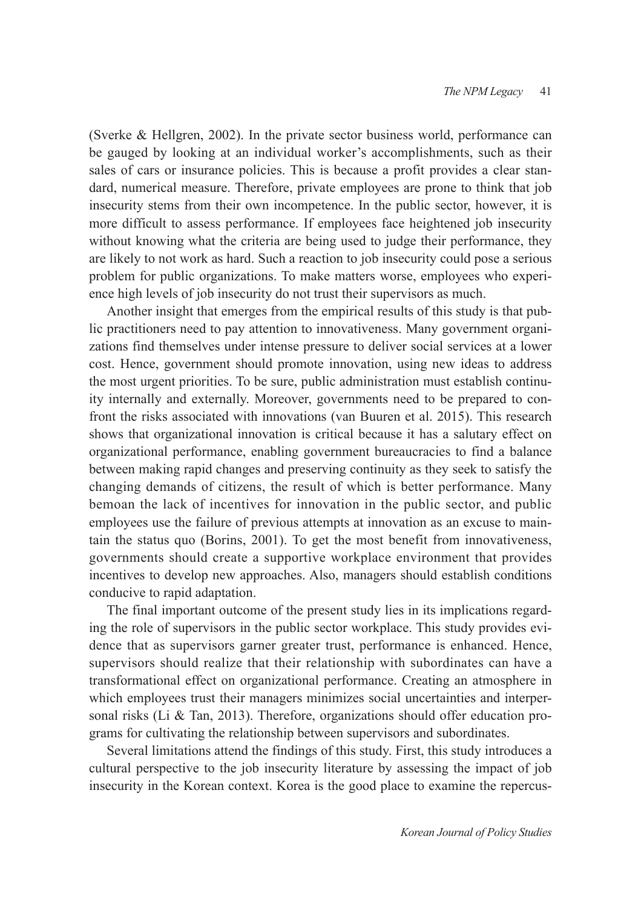(Sverke & Hellgren, 2002). In the private sector business world, performance can be gauged by looking at an individual worker's accomplishments, such as their sales of cars or insurance policies. This is because a profit provides a clear standard, numerical measure. Therefore, private employees are prone to think that job insecurity stems from their own incompetence. In the public sector, however, it is more difficult to assess performance. If employees face heightened job insecurity without knowing what the criteria are being used to judge their performance, they are likely to not work as hard. Such a reaction to job insecurity could pose a serious problem for public organizations. To make matters worse, employees who experience high levels of job insecurity do not trust their supervisors as much.

Another insight that emerges from the empirical results of this study is that public practitioners need to pay attention to innovativeness. Many government organizations find themselves under intense pressure to deliver social services at a lower cost. Hence, government should promote innovation, using new ideas to address the most urgent priorities. To be sure, public administration must establish continuity internally and externally. Moreover, governments need to be prepared to confront the risks associated with innovations (van Buuren et al. 2015). This research shows that organizational innovation is critical because it has a salutary effect on organizational performance, enabling government bureaucracies to find a balance between making rapid changes and preserving continuity as they seek to satisfy the changing demands of citizens, the result of which is better performance. Many bemoan the lack of incentives for innovation in the public sector, and public employees use the failure of previous attempts at innovation as an excuse to maintain the status quo (Borins, 2001). To get the most benefit from innovativeness, governments should create a supportive workplace environment that provides incentives to develop new approaches. Also, managers should establish conditions conducive to rapid adaptation.

The final important outcome of the present study lies in its implications regarding the role of supervisors in the public sector workplace. This study provides evidence that as supervisors garner greater trust, performance is enhanced. Hence, supervisors should realize that their relationship with subordinates can have a transformational effect on organizational performance. Creating an atmosphere in which employees trust their managers minimizes social uncertainties and interpersonal risks (Li & Tan, 2013). Therefore, organizations should offer education programs for cultivating the relationship between supervisors and subordinates.

Several limitations attend the findings of this study. First, this study introduces a cultural perspective to the job insecurity literature by assessing the impact of job insecurity in the Korean context. Korea is the good place to examine the repercus-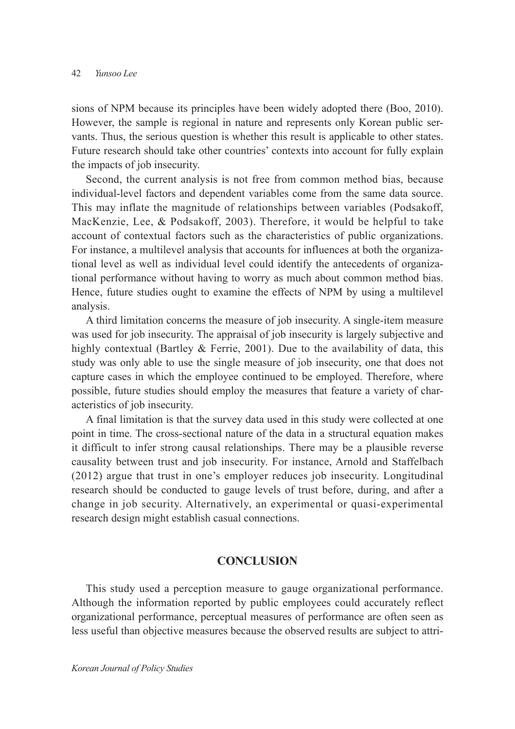sions of NPM because its principles have been widely adopted there (Boo, 2010). However, the sample is regional in nature and represents only Korean public servants. Thus, the serious question is whether this result is applicable to other states. Future research should take other countries' contexts into account for fully explain the impacts of job insecurity.

Second, the current analysis is not free from common method bias, because individual-level factors and dependent variables come from the same data source. This may inflate the magnitude of relationships between variables (Podsakoff, MacKenzie, Lee, & Podsakoff, 2003). Therefore, it would be helpful to take account of contextual factors such as the characteristics of public organizations. For instance, a multilevel analysis that accounts for influences at both the organizational level as well as individual level could identify the antecedents of organizational performance without having to worry as much about common method bias. Hence, future studies ought to examine the effects of NPM by using a multilevel analysis.

A third limitation concerns the measure of job insecurity. A single-item measure was used for job insecurity. The appraisal of job insecurity is largely subjective and highly contextual (Bartley & Ferrie, 2001). Due to the availability of data, this study was only able to use the single measure of job insecurity, one that does not capture cases in which the employee continued to be employed. Therefore, where possible, future studies should employ the measures that feature a variety of characteristics of job insecurity.

A final limitation is that the survey data used in this study were collected at one point in time. The cross-sectional nature of the data in a structural equation makes it difficult to infer strong causal relationships. There may be a plausible reverse causality between trust and job insecurity. For instance, Arnold and Staffelbach (2012) argue that trust in one's employer reduces job insecurity. Longitudinal research should be conducted to gauge levels of trust before, during, and after a change in job security. Alternatively, an experimental or quasi-experimental research design might establish casual connections.

## CONCLUSION

This study used a perception measure to gauge organizational performance. Although the information reported by public employees could accurately reflect organizational performance, perceptual measures of performance are often seen as less useful than objective measures because the observed results are subject to attri-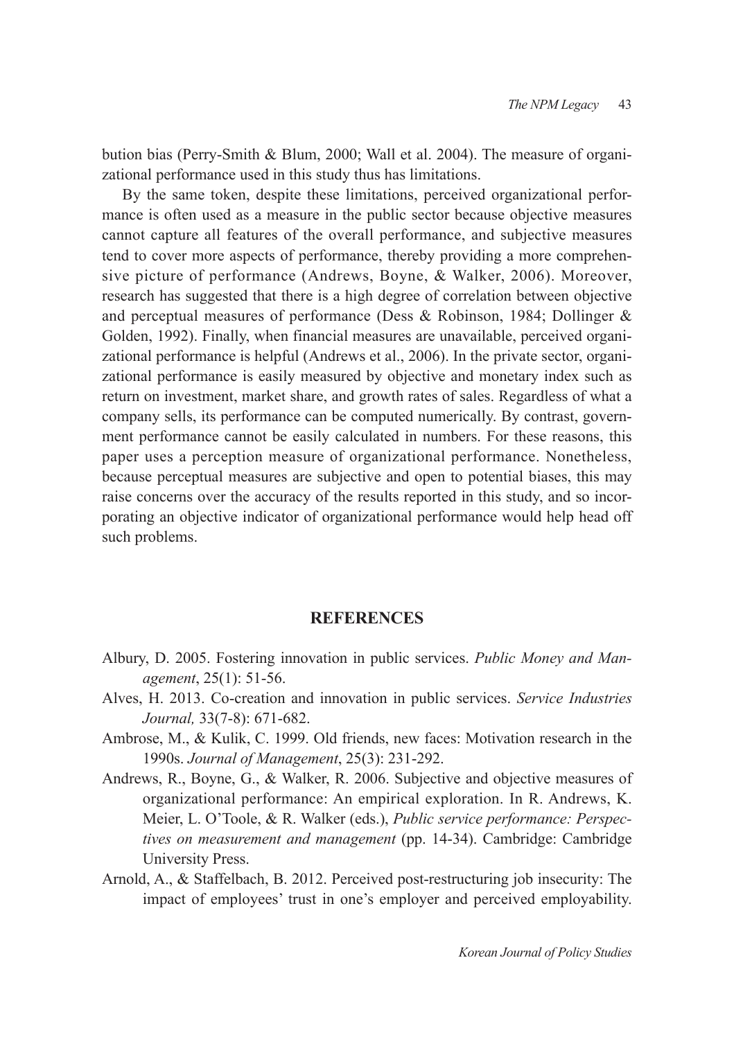bution bias (Perry-Smith & Blum, 2000; Wall et al. 2004). The measure of organizational performance used in this study thus has limitations.

By the same token, despite these limitations, perceived organizational performance is often used as a measure in the public sector because objective measures cannot capture all features of the overall performance, and subjective measures tend to cover more aspects of performance, thereby providing a more comprehensive picture of performance (Andrews, Boyne, & Walker, 2006). Moreover, research has suggested that there is a high degree of correlation between objective and perceptual measures of performance (Dess & Robinson, 1984; Dollinger & Golden, 1992). Finally, when financial measures are unavailable, perceived organizational performance is helpful (Andrews et al., 2006). In the private sector, organizational performance is easily measured by objective and monetary index such as return on investment, market share, and growth rates of sales. Regardless of what a company sells, its performance can be computed numerically. By contrast, government performance cannot be easily calculated in numbers. For these reasons, this paper uses a perception measure of organizational performance. Nonetheless, because perceptual measures are subjective and open to potential biases, this may raise concerns over the accuracy of the results reported in this study, and so incorporating an objective indicator of organizational performance would help head off such problems.

## REFERENCES

Albury, D. 2005. Fostering innovation in public services. *Public Money and Management*, 25(1): 51-56.

Alves, H. 2013. Co-creation and innovation in public services. *Service Industries Journal,* 33(7-8): 671-682.

Ambrose, M., & Kulik, C. 1999. Old friends, new faces: Motivation research in the 1990s. *Journal of Management*, 25(3): 231-292.

Andrews, R., Boyne, G., & Walker, R. 2006. Subjective and objective measures of organizational performance: An empirical exploration. In R. Andrews, K. Meier, L. O'Toole, & R. Walker (eds.), *Public service performance: Perspectives on measurement and management* (pp. 14-34). Cambridge: Cambridge University Press.

Arnold, A., & Staffelbach, B. 2012. Perceived post-restructuring job insecurity: The impact of employees' trust in one's employer and perceived employability.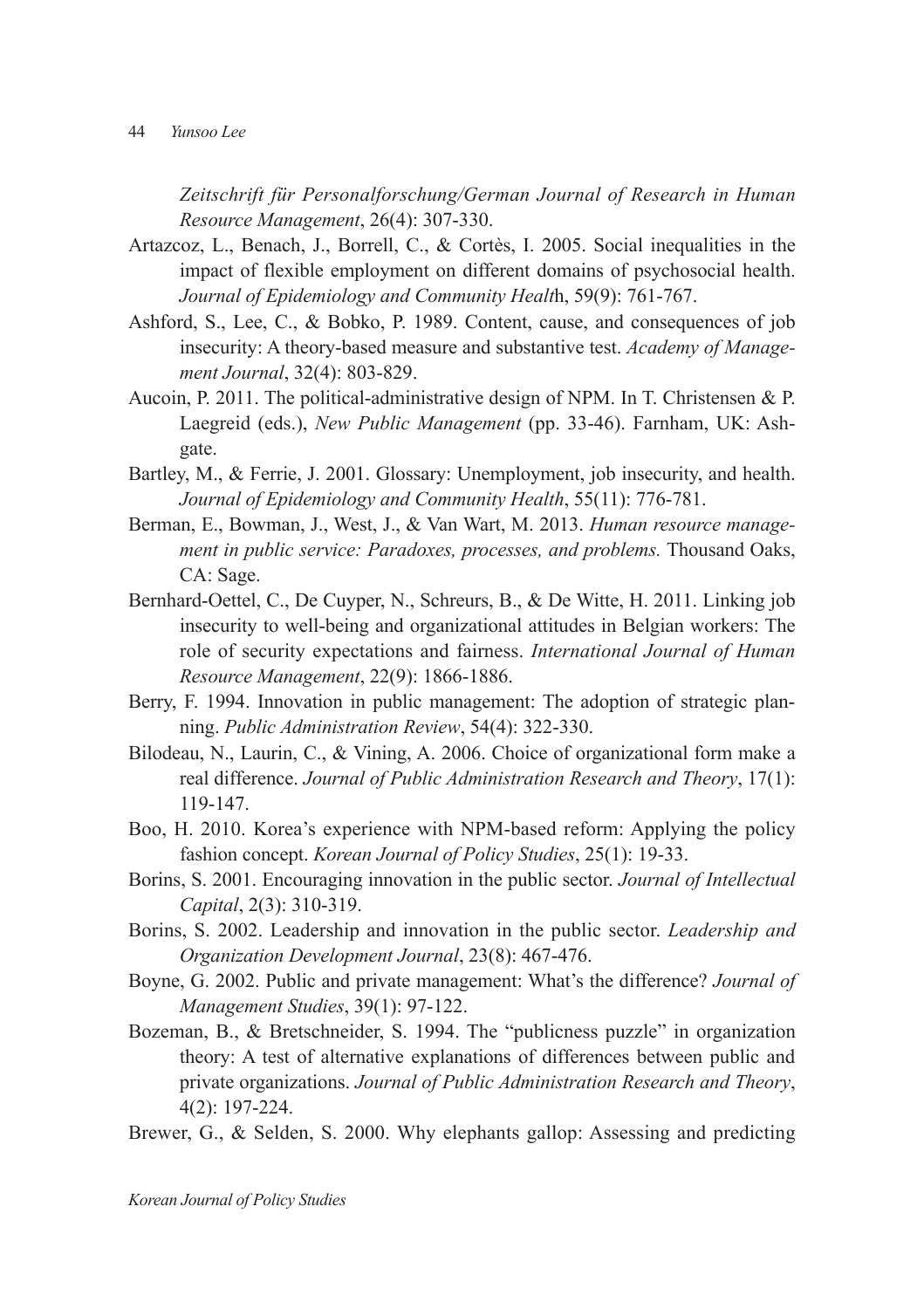*Zeitschrift für Personalforschung/German Journal of Research in Human Resource Management*, 26(4): 307-330.

Artazcoz, L., Benach, J., Borrell, C., & Cortès, I. 2005. Social inequalities in the impact of flexible employment on different domains of psychosocial health. *Journal of Epidemiology and Community Healt*h, 59(9): 761-767.

Ashford, S., Lee, C., & Bobko, P. 1989. Content, cause, and consequences of job insecurity: A theory-based measure and substantive test. *Academy of Management Journal*, 32(4): 803-829.

Aucoin, P. 2011. The political-administrative design of NPM. In T. Christensen & P. Laegreid (eds.), *New Public Management* (pp. 33-46). Farnham, UK: Ashgate.

Bartley, M., & Ferrie, J. 2001. Glossary: Unemployment, job insecurity, and health. *Journal of Epidemiology and Community Health*, 55(11): 776-781.

Berman, E., Bowman, J., West, J., & Van Wart, M. 2013. *Human resource management in public service: Paradoxes, processes, and problems.* Thousand Oaks, CA: Sage.

Bernhard-Oettel, C., De Cuyper, N., Schreurs, B., & De Witte, H. 2011. Linking job insecurity to well-being and organizational attitudes in Belgian workers: The role of security expectations and fairness. *International Journal of Human Resource Management*, 22(9): 1866-1886.

Berry, F. 1994. Innovation in public management: The adoption of strategic planning. *Public Administration Review*, 54(4): 322-330.

Bilodeau, N., Laurin, C., & Vining, A. 2006. Choice of organizational form make a real difference. *Journal of Public Administration Research and Theory*, 17(1): 119-147.

Boo, H. 2010. Korea's experience with NPM-based reform: Applying the policy fashion concept. *Korean Journal of Policy Studies*, 25(1): 19-33.

Borins, S. 2001. Encouraging innovation in the public sector. *Journal of Intellectual Capital*, 2(3): 310-319.

Borins, S. 2002. Leadership and innovation in the public sector. *Leadership and Organization Development Journal*, 23(8): 467-476.

Boyne, G. 2002. Public and private management: What's the difference? *Journal of Management Studies*, 39(1): 97-122.

Bozeman, B., & Bretschneider, S. 1994. The "publicness puzzle" in organization theory: A test of alternative explanations of differences between public and private organizations. *Journal of Public Administration Research and Theory*, 4(2): 197-224.

Brewer, G., & Selden, S. 2000. Why elephants gallop: Assessing and predicting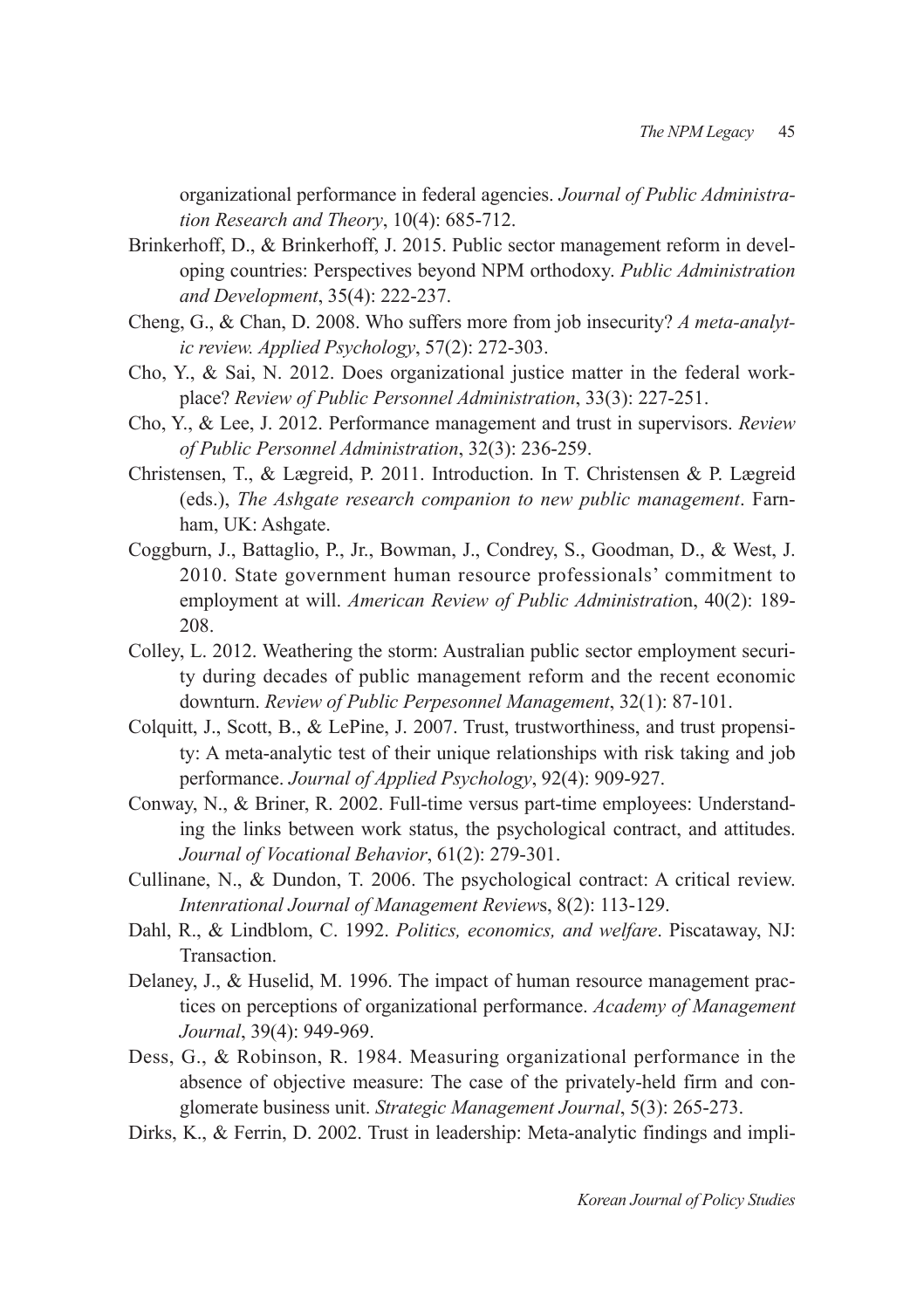organizational performance in federal agencies. *Journal of Public Administration Research and Theory*, 10(4): 685-712.

Brinkerhoff, D., & Brinkerhoff, J. 2015. Public sector management reform in developing countries: Perspectives beyond NPM orthodoxy. *Public Administration and Development*, 35(4): 222-237.

Cheng, G., & Chan, D. 2008. Who suffers more from job insecurity? *A meta-analytic review. Applied Psychology*, 57(2): 272-303.

Cho, Y., & Sai, N. 2012. Does organizational justice matter in the federal workplace? *Review of Public Personnel Administration*, 33(3): 227-251.

Cho, Y., & Lee, J. 2012. Performance management and trust in supervisors. *Review of Public Personnel Administration*, 32(3): 236-259.

Christensen, T., & Lægreid, P. 2011. Introduction. In T. Christensen & P. Lægreid (eds.), *The Ashgate research companion to new public management*. Farnham, UK: Ashgate.

Coggburn, J., Battaglio, P., Jr., Bowman, J., Condrey, S., Goodman, D., & West, J. 2010. State government human resource professionals' commitment to employment at will. *American Review of Public Administratio*n, 40(2): 189-208.

Colley, L. 2012. Weathering the storm: Australian public sector employment security during decades of public management reform and the recent economic downturn. *Review of Public Perpesonnel Management*, 32(1): 87-101.

Colquitt, J., Scott, B., & LePine, J. 2007. Trust, trustworthiness, and trust propensity: A meta-analytic test of their unique relationships with risk taking and job performance. *Journal of Applied Psychology*, 92(4): 909-927.

Conway, N., & Briner, R. 2002. Full-time versus part-time employees: Understanding the links between work status, the psychological contract, and attitudes. *Journal of Vocational Behavior*, 61(2): 279-301.

Cullinane, N., & Dundon, T. 2006. The psychological contract: A critical review. *Intenrational Journal of Management Review*s, 8(2): 113-129.

Dahl, R., & Lindblom, C. 1992. *Politics, economics, and welfare*. Piscataway, NJ: Transaction.

Delaney, J., & Huselid, M. 1996. The impact of human resource management practices on perceptions of organizational performance. *Academy of Management Journal*, 39(4): 949-969.

Dess, G., & Robinson, R. 1984. Measuring organizational performance in the absence of objective measure: The case of the privately-held firm and conglomerate business unit. *Strategic Management Journal*, 5(3): 265-273.

Dirks, K., & Ferrin, D. 2002. Trust in leadership: Meta-analytic findings and impli-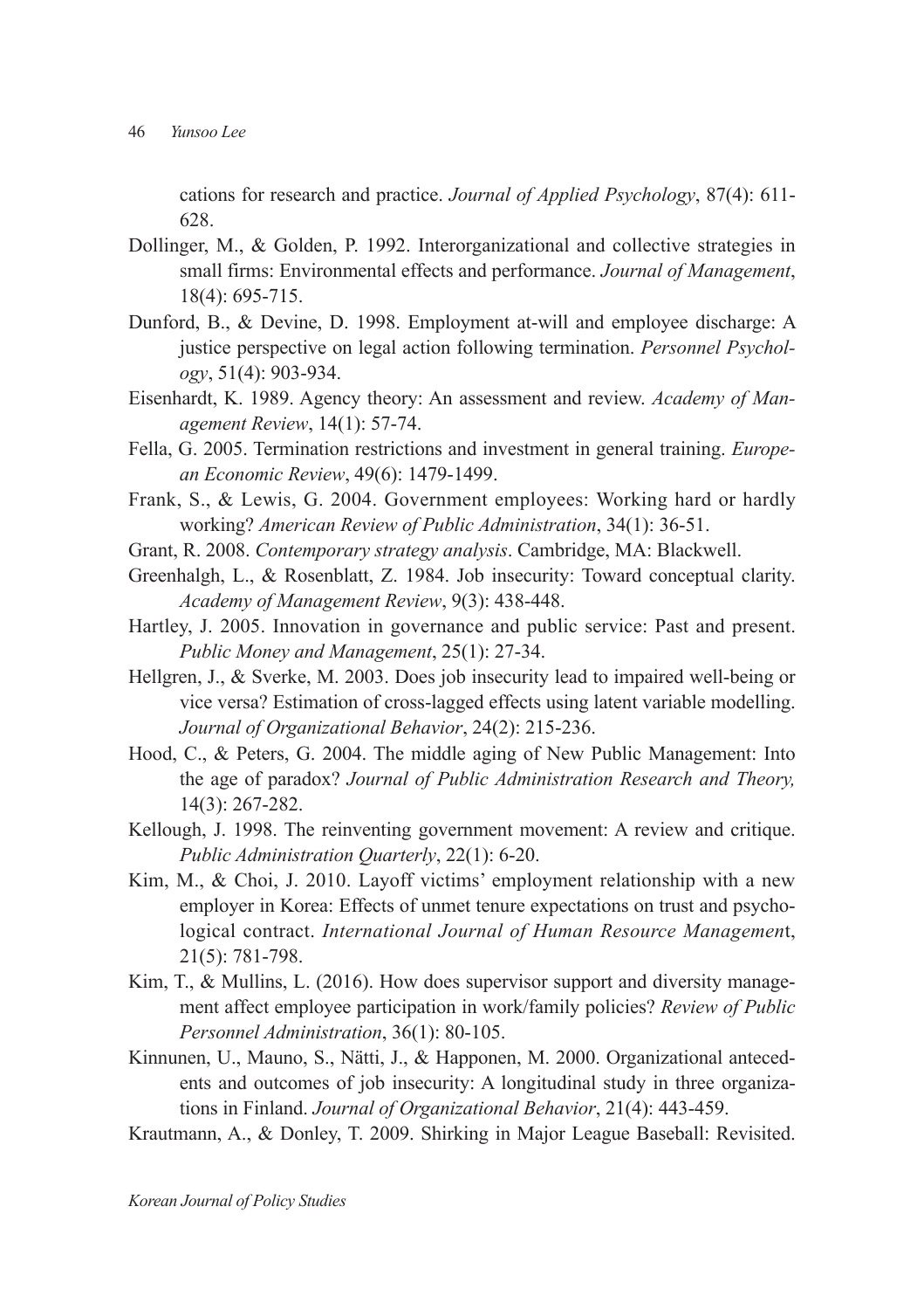cations for research and practice. *Journal of Applied Psychology*, 87(4): 611-628.

Dollinger, M., & Golden, P. 1992. Interorganizational and collective strategies in small firms: Environmental effects and performance. *Journal of Management*, 18(4): 695-715.

Dunford, B., & Devine, D. 1998. Employment at-will and employee discharge: A justice perspective on legal action following termination. *Personnel Psychology*, 51(4): 903-934.

Eisenhardt, K. 1989. Agency theory: An assessment and review. *Academy of Management Review*, 14(1): 57-74.

Fella, G. 2005. Termination restrictions and investment in general training. *European Economic Review*, 49(6): 1479-1499.

Frank, S., & Lewis, G. 2004. Government employees: Working hard or hardly working? *American Review of Public Administration*, 34(1): 36-51.

Grant, R. 2008. *Contemporary strategy analysis*. Cambridge, MA: Blackwell.

Greenhalgh, L., & Rosenblatt, Z. 1984. Job insecurity: Toward conceptual clarity. *Academy of Management Review*, 9(3): 438-448.

Hartley, J. 2005. Innovation in governance and public service: Past and present. *Public Money and Management*, 25(1): 27-34.

Hellgren, J., & Sverke, M. 2003. Does job insecurity lead to impaired well-being or vice versa? Estimation of cross-lagged effects using latent variable modelling. *Journal of Organizational Behavior*, 24(2): 215-236.

Hood, C., & Peters, G. 2004. The middle aging of New Public Management: Into the age of paradox? *Journal of Public Administration Research and Theory,* 14(3): 267-282.

Kellough, J. 1998. The reinventing government movement: A review and critique. *Public Administration Quarterly*, 22(1): 6-20.

Kim, M., & Choi, J. 2010. Layoff victims' employment relationship with a new employer in Korea: Effects of unmet tenure expectations on trust and psychological contract. *International Journal of Human Resource Management*, 21(5): 781-798.

Kim, T., & Mullins, L. (2016). How does supervisor support and diversity management affect employee participation in work/family policies? *Review of Public Personnel Administration*, 36(1): 80-105.

Kinnunen, U., Mauno, S., Nätti, J., & Happonen, M. 2000. Organizational antecedents and outcomes of job insecurity: A longitudinal study in three organizations in Finland. *Journal of Organizational Behavior*, 21(4): 443-459.

Krautmann, A., & Donley, T. 2009. Shirking in Major League Baseball: Revisited.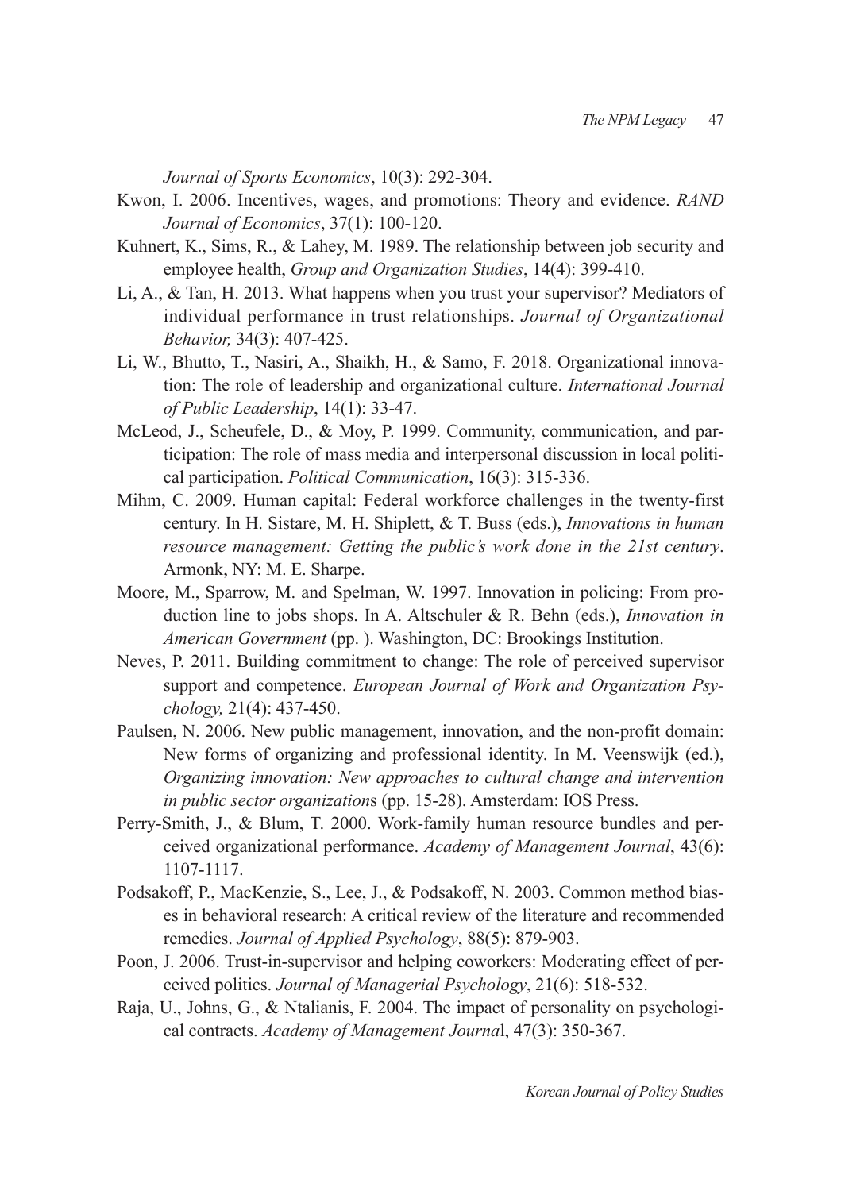*Journal of Sports Economics*, 10(3): 292-304.

Kwon, I. 2006. Incentives, wages, and promotions: Theory and evidence. *RAND Journal of Economics*, 37(1): 100-120.

Kuhnert, K., Sims, R., & Lahey, M. 1989. The relationship between job security and employee health, *Group and Organization Studies*, 14(4): 399-410.

Li, A., & Tan, H. 2013. What happens when you trust your supervisor? Mediators of individual performance in trust relationships. *Journal of Organizational Behavior,* 34(3): 407-425.

Li, W., Bhutto, T., Nasiri, A., Shaikh, H., & Samo, F. 2018. Organizational innovation: The role of leadership and organizational culture. *International Journal of Public Leadership*, 14(1): 33-47.

McLeod, J., Scheufele, D., & Moy, P. 1999. Community, communication, and participation: The role of mass media and interpersonal discussion in local political participation. *Political Communication*, 16(3): 315-336.

Mihm, C. 2009. Human capital: Federal workforce challenges in the twenty-first century. In H. Sistare, M. H. Shiplett, & T. Buss (eds.), *Innovations in human resource management: Getting the public's work done in the 21st century*. Armonk, NY: M. E. Sharpe.

Moore, M., Sparrow, M. and Spelman, W. 1997. Innovation in policing: From production line to jobs shops. In A. Altschuler & R. Behn (eds.), *Innovation in American Government* (pp. ). Washington, DC: Brookings Institution.

Neves, P. 2011. Building commitment to change: The role of perceived supervisor support and competence. *European Journal of Work and Organization Psychology,* 21(4): 437-450.

Paulsen, N. 2006. New public management, innovation, and the non-profit domain: New forms of organizing and professional identity. In M. Veenswijk (ed.), *Organizing innovation: New approaches to cultural change and intervention in public sector organization*s (pp. 15-28). Amsterdam: IOS Press.

Perry-Smith, J., & Blum, T. 2000. Work-family human resource bundles and perceived organizational performance. *Academy of Management Journal*, 43(6): 1107-1117.

Podsakoff, P., MacKenzie, S., Lee, J., & Podsakoff, N. 2003. Common method biases in behavioral research: A critical review of the literature and recommended remedies. *Journal of Applied Psychology*, 88(5): 879-903.

Poon, J. 2006. Trust-in-supervisor and helping coworkers: Moderating effect of perceived politics. *Journal of Managerial Psychology*, 21(6): 518-532.

Raja, U., Johns, G., & Ntalianis, F. 2004. The impact of personality on psychological contracts. *Academy of Management Journa*l, 47(3): 350-367.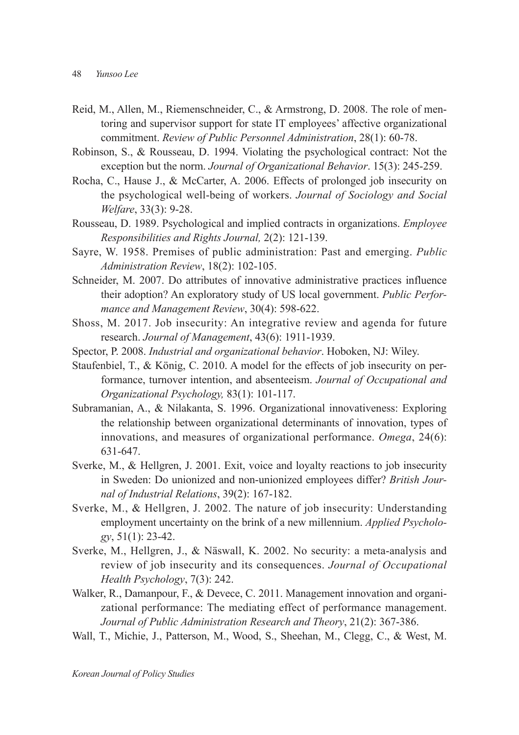Reid, M., Allen, M., Riemenschneider, C., & Armstrong, D. 2008. The role of mentoring and supervisor support for state IT employees' affective organizational commitment. *Review of Public Personnel Administration*, 28(1): 60-78.

Robinson, S., & Rousseau, D. 1994. Violating the psychological contract: Not the exception but the norm. *Journal of Organizational Behavior*. 15(3): 245-259.

Rocha, C., Hause J., & McCarter, A. 2006. Effects of prolonged job insecurity on the psychological well-being of workers. *Journal of Sociology and Social Welfare*, 33(3): 9-28.

Rousseau, D. 1989. Psychological and implied contracts in organizations. *Employee Responsibilities and Rights Journal,* 2(2): 121-139.

Sayre, W. 1958. Premises of public administration: Past and emerging. *Public Administration Review*, 18(2): 102-105.

Schneider, M. 2007. Do attributes of innovative administrative practices influence their adoption? An exploratory study of US local government. *Public Performance and Management Review*, 30(4): 598-622.

Shoss, M. 2017. Job insecurity: An integrative review and agenda for future research. *Journal of Management*, 43(6): 1911-1939.

Spector, P. 2008. *Industrial and organizational behavior*. Hoboken, NJ: Wiley.

Staufenbiel, T., & König, C. 2010. A model for the effects of job insecurity on performance, turnover intention, and absenteeism. *Journal of Occupational and Organizational Psychology,* 83(1): 101-117.

Subramanian, A., & Nilakanta, S. 1996. Organizational innovativeness: Exploring the relationship between organizational determinants of innovation, types of innovations, and measures of organizational performance. *Omega*, 24(6): 631-647.

Sverke, M., & Hellgren, J. 2001. Exit, voice and loyalty reactions to job insecurity in Sweden: Do unionized and non-unionized employees differ? *British Journal of Industrial Relations*, 39(2): 167-182.

Sverke, M., & Hellgren, J. 2002. The nature of job insecurity: Understanding employment uncertainty on the brink of a new millennium. *Applied Psychology*, 51(1): 23-42.

Sverke, M., Hellgren, J., & Näswall, K. 2002. No security: a meta-analysis and review of job insecurity and its consequences. *Journal of Occupational Health Psychology*, 7(3): 242.

Walker, R., Damanpour, F., & Devece, C. 2011. Management innovation and organizational performance: The mediating effect of performance management. *Journal of Public Administration Research and Theory*, 21(2): 367-386.

Wall, T., Michie, J., Patterson, M., Wood, S., Sheehan, M., Clegg, C., & West, M.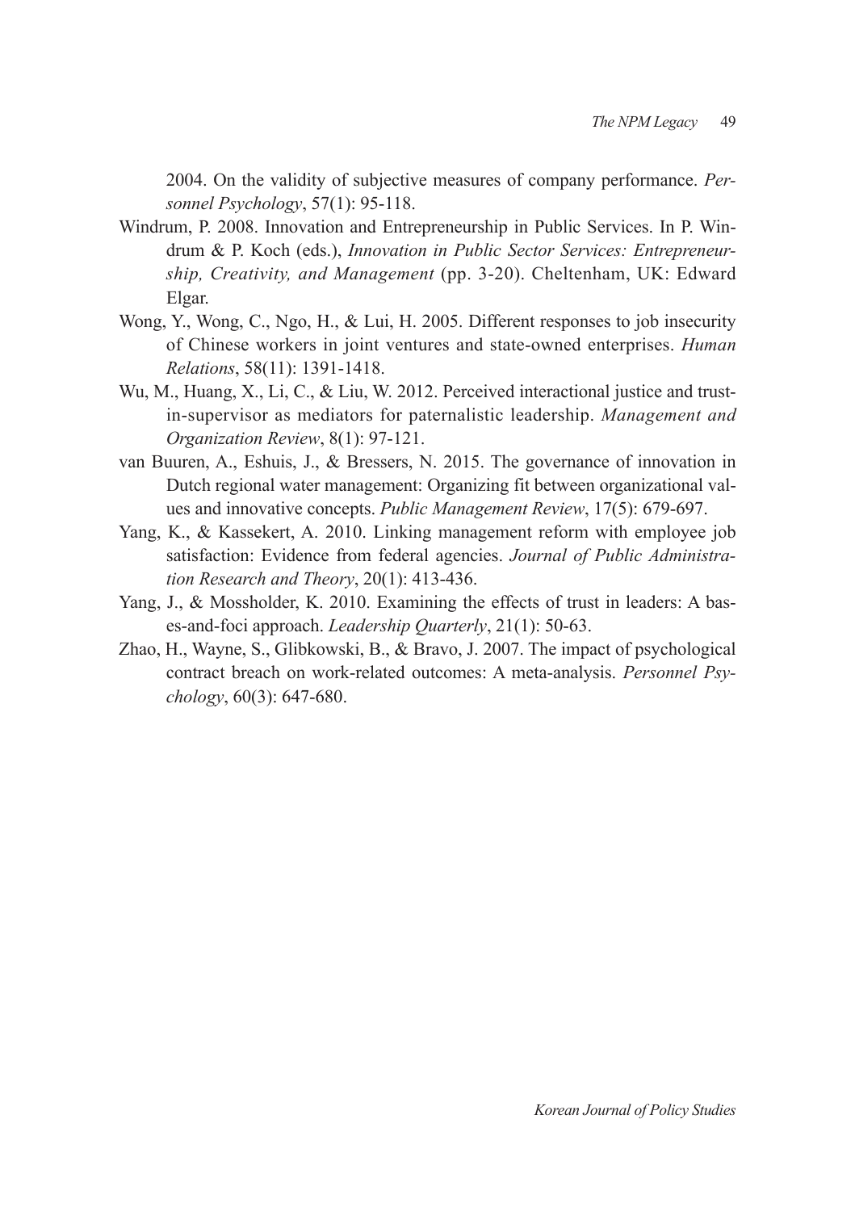2004. On the validity of subjective measures of company performance. *Personnel Psychology*, 57(1): 95-118.

Windrum, P. 2008. Innovation and Entrepreneurship in Public Services. In P. Windrum & P. Koch (eds.), *Innovation in Public Sector Services: Entrepreneurship, Creativity, and Management* (pp. 3-20). Cheltenham, UK: Edward Elgar.

Wong, Y., Wong, C., Ngo, H., & Lui, H. 2005. Different responses to job insecurity of Chinese workers in joint ventures and state-owned enterprises. *Human Relations*, 58(11): 1391-1418.

Wu, M., Huang, X., Li, C., & Liu, W. 2012. Perceived interactional justice and trust-in-supervisor as mediators for paternalistic leadership. *Management and Organization Review*, 8(1): 97-121.

van Buuren, A., Eshuis, J., & Bressers, N. 2015. The governance of innovation in Dutch regional water management: Organizing fit between organizational values and innovative concepts. *Public Management Review*, 17(5): 679-697.

Yang, K., & Kassekert, A. 2010. Linking management reform with employee job satisfaction: Evidence from federal agencies. *Journal of Public Administration Research and Theory*, 20(1): 413-436.

Yang, J., & Mossholder, K. 2010. Examining the effects of trust in leaders: A bases-and-foci approach. *Leadership Quarterly*, 21(1): 50-63.

Zhao, H., Wayne, S., Glibkowski, B., & Bravo, J. 2007. The impact of psychological contract breach on work-related outcomes: A meta-analysis. *Personnel Psychology*, 60(3): 647-680.